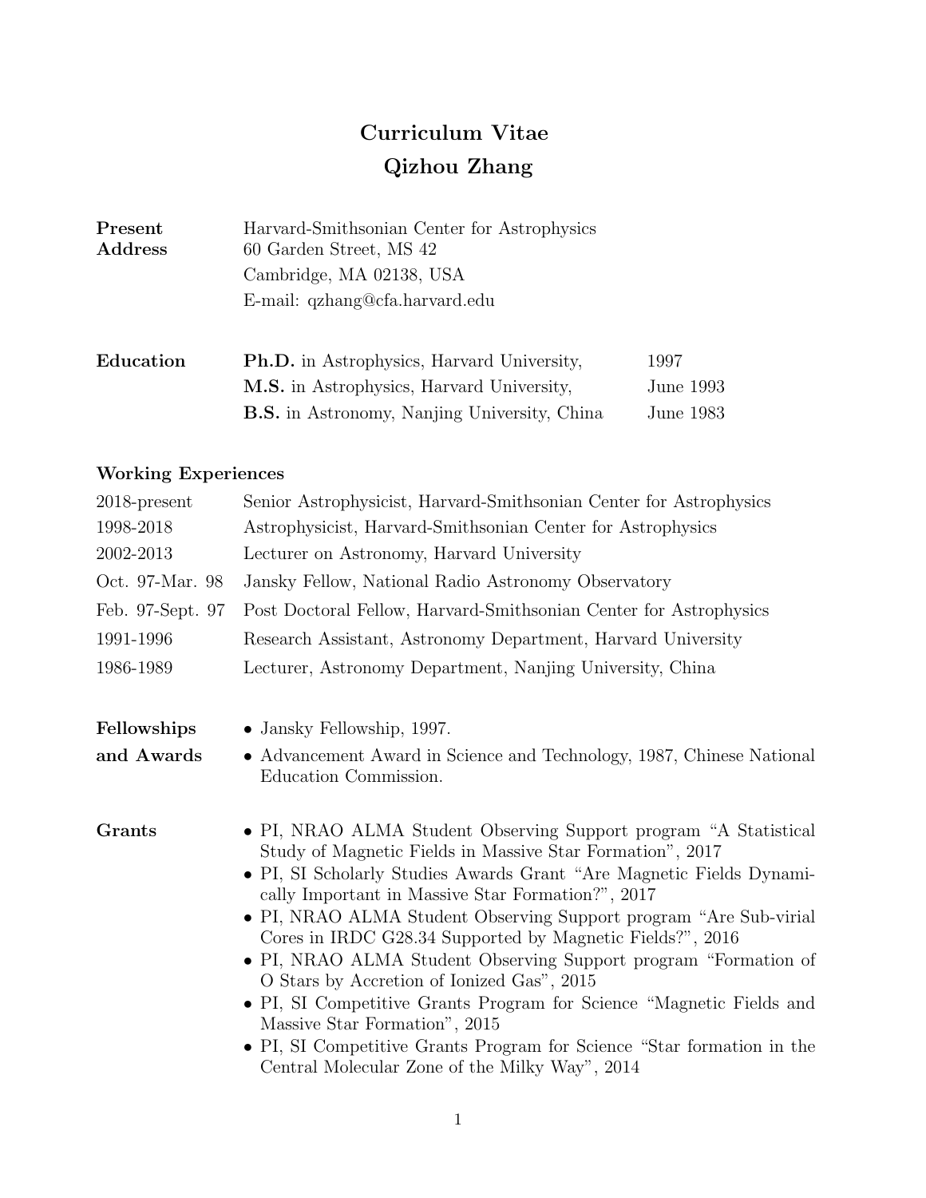# Curriculum Vitae
# Qizhou Zhang

**Present Address**

Harvard-Smithsonian Center for Astrophysics
60 Garden Street, MS 42
Cambridge, MA 02138, USA
E-mail: qzhang@cfa.harvard.edu

## Education

| | |
|---|---|
| **Ph.D.** in Astrophysics, Harvard University, | 1997 |
| **M.S.** in Astrophysics, Harvard University, | June 1993 |
| **B.S.** in Astronomy, Nanjing University, China | June 1983 |

## Working Experiences

| | |
|---|---|
| 2018-present | Senior Astrophysicist, Harvard-Smithsonian Center for Astrophysics |
| 1998-2018 | Astrophysicist, Harvard-Smithsonian Center for Astrophysics |
| 2002-2013 | Lecturer on Astronomy, Harvard University |
| Oct. 97-Mar. 98 | Jansky Fellow, National Radio Astronomy Observatory |
| Feb. 97-Sept. 97 | Post Doctoral Fellow, Harvard-Smithsonian Center for Astrophysics |
| 1991-1996 | Research Assistant, Astronomy Department, Harvard University |
| 1986-1989 | Lecturer, Astronomy Department, Nanjing University, China |

## Fellowships and Awards

- Jansky Fellowship, 1997.
- Advancement Award in Science and Technology, 1987, Chinese National Education Commission.

## Grants

- PI, NRAO ALMA Student Observing Support program "A Statistical Study of Magnetic Fields in Massive Star Formation", 2017
- PI, SI Scholarly Studies Awards Grant "Are Magnetic Fields Dynamically Important in Massive Star Formation?", 2017
- PI, NRAO ALMA Student Observing Support program "Are Sub-virial Cores in IRDC G28.34 Supported by Magnetic Fields?", 2016
- PI, NRAO ALMA Student Observing Support program "Formation of O Stars by Accretion of Ionized Gas", 2015
- PI, SI Competitive Grants Program for Science "Magnetic Fields and Massive Star Formation", 2015
- PI, SI Competitive Grants Program for Science "Star formation in the Central Molecular Zone of the Milky Way", 2014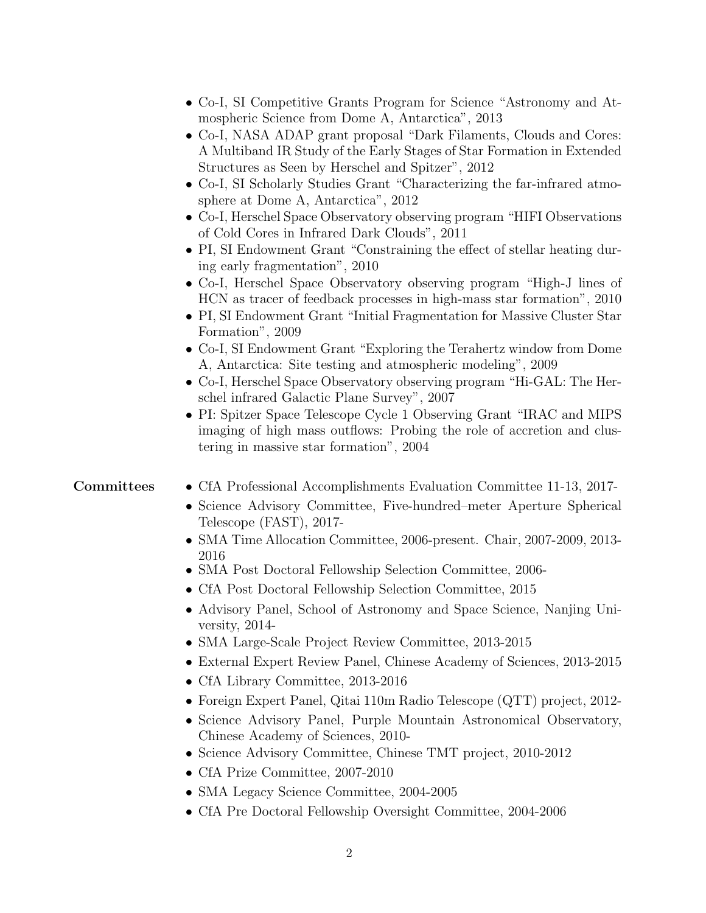- Co-I, SI Competitive Grants Program for Science "Astronomy and Atmospheric Science from Dome A, Antarctica", 2013
- Co-I, NASA ADAP grant proposal "Dark Filaments, Clouds and Cores: A Multiband IR Study of the Early Stages of Star Formation in Extended Structures as Seen by Herschel and Spitzer", 2012
- Co-I, SI Scholarly Studies Grant "Characterizing the far-infrared atmosphere at Dome A, Antarctica", 2012
- Co-I, Herschel Space Observatory observing program "HIFI Observations of Cold Cores in Infrared Dark Clouds", 2011
- PI, SI Endowment Grant "Constraining the effect of stellar heating during early fragmentation", 2010
- Co-I, Herschel Space Observatory observing program "High-J lines of HCN as tracer of feedback processes in high-mass star formation", 2010
- PI, SI Endowment Grant "Initial Fragmentation for Massive Cluster Star Formation", 2009
- Co-I, SI Endowment Grant "Exploring the Terahertz window from Dome A, Antarctica: Site testing and atmospheric modeling", 2009
- Co-I, Herschel Space Observatory observing program "Hi-GAL: The Herschel infrared Galactic Plane Survey", 2007
- PI: Spitzer Space Telescope Cycle 1 Observing Grant "IRAC and MIPS imaging of high mass outflows: Probing the role of accretion and clustering in massive star formation", 2004

**Committees**

- CfA Professional Accomplishments Evaluation Committee 11-13, 2017-
- Science Advisory Committee, Five-hundred–meter Aperture Spherical Telescope (FAST), 2017-
- SMA Time Allocation Committee, 2006-present. Chair, 2007-2009, 2013-2016
- SMA Post Doctoral Fellowship Selection Committee, 2006-
- CfA Post Doctoral Fellowship Selection Committee, 2015
- Advisory Panel, School of Astronomy and Space Science, Nanjing University, 2014-
- SMA Large-Scale Project Review Committee, 2013-2015
- External Expert Review Panel, Chinese Academy of Sciences, 2013-2015
- CfA Library Committee, 2013-2016
- Foreign Expert Panel, Qitai 110m Radio Telescope (QTT) project, 2012-
- Science Advisory Panel, Purple Mountain Astronomical Observatory, Chinese Academy of Sciences, 2010-
- Science Advisory Committee, Chinese TMT project, 2010-2012
- CfA Prize Committee, 2007-2010
- SMA Legacy Science Committee, 2004-2005
- CfA Pre Doctoral Fellowship Oversight Committee, 2004-2006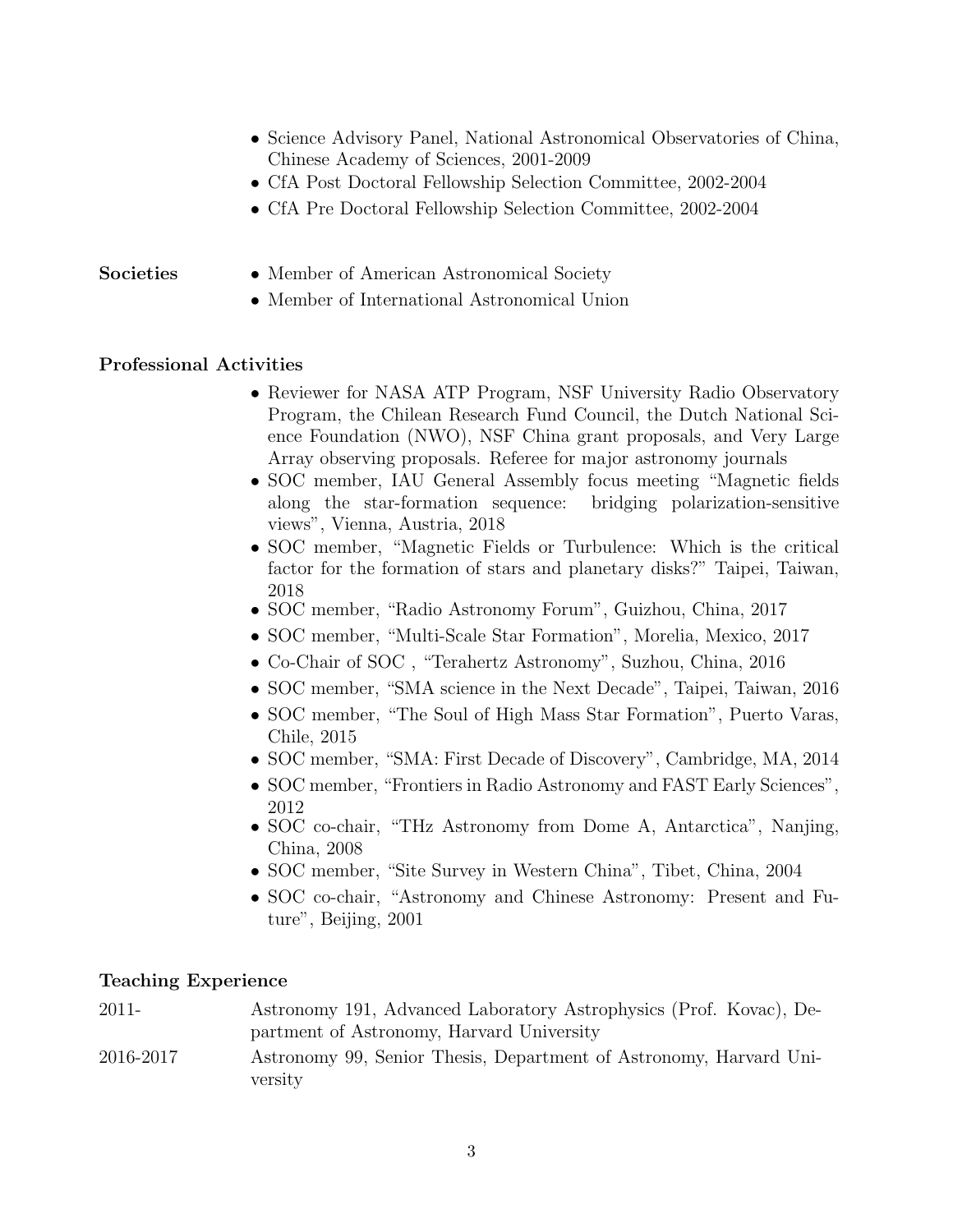- Science Advisory Panel, National Astronomical Observatories of China, Chinese Academy of Sciences, 2001-2009
- CfA Post Doctoral Fellowship Selection Committee, 2002-2004
- CfA Pre Doctoral Fellowship Selection Committee, 2002-2004

**Societies**

- Member of American Astronomical Society
- Member of International Astronomical Union

**Professional Activities**

- Reviewer for NASA ATP Program, NSF University Radio Observatory Program, the Chilean Research Fund Council, the Dutch National Science Foundation (NWO), NSF China grant proposals, and Very Large Array observing proposals. Referee for major astronomy journals
- SOC member, IAU General Assembly focus meeting "Magnetic fields along the star-formation sequence: bridging polarization-sensitive views", Vienna, Austria, 2018
- SOC member, "Magnetic Fields or Turbulence: Which is the critical factor for the formation of stars and planetary disks?" Taipei, Taiwan, 2018
- SOC member, "Radio Astronomy Forum", Guizhou, China, 2017
- SOC member, "Multi-Scale Star Formation", Morelia, Mexico, 2017
- Co-Chair of SOC , "Terahertz Astronomy", Suzhou, China, 2016
- SOC member, "SMA science in the Next Decade", Taipei, Taiwan, 2016
- SOC member, "The Soul of High Mass Star Formation", Puerto Varas, Chile, 2015
- SOC member, "SMA: First Decade of Discovery", Cambridge, MA, 2014
- SOC member, "Frontiers in Radio Astronomy and FAST Early Sciences", 2012
- SOC co-chair, "THz Astronomy from Dome A, Antarctica", Nanjing, China, 2008
- SOC member, "Site Survey in Western China", Tibet, China, 2004
- SOC co-chair, "Astronomy and Chinese Astronomy: Present and Future", Beijing, 2001

**Teaching Experience**

2011- Astronomy 191, Advanced Laboratory Astrophysics (Prof. Kovac), Department of Astronomy, Harvard University

2016-2017 Astronomy 99, Senior Thesis, Department of Astronomy, Harvard University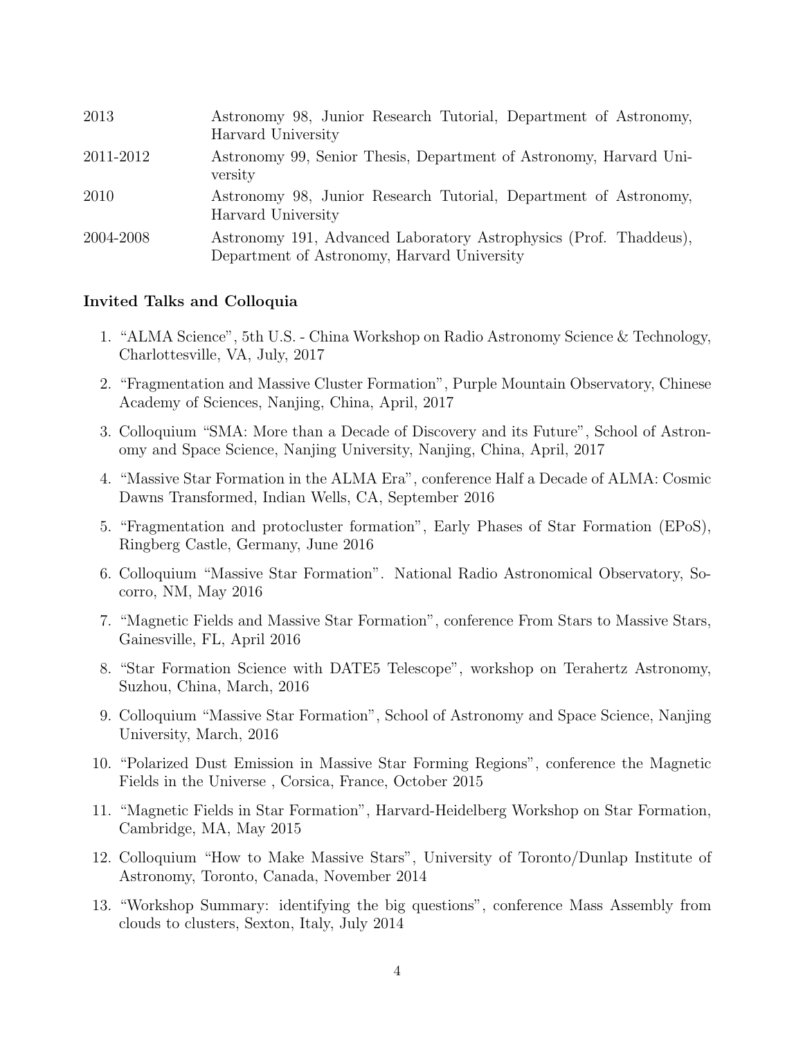| | |
|---|---|
| 2013 | Astronomy 98, Junior Research Tutorial, Department of Astronomy, Harvard University |
| 2011-2012 | Astronomy 99, Senior Thesis, Department of Astronomy, Harvard University |
| 2010 | Astronomy 98, Junior Research Tutorial, Department of Astronomy, Harvard University |
| 2004-2008 | Astronomy 191, Advanced Laboratory Astrophysics (Prof. Thaddeus), Department of Astronomy, Harvard University |

### Invited Talks and Colloquia

1. "ALMA Science", 5th U.S. - China Workshop on Radio Astronomy Science & Technology, Charlottesville, VA, July, 2017
2. "Fragmentation and Massive Cluster Formation", Purple Mountain Observatory, Chinese Academy of Sciences, Nanjing, China, April, 2017
3. Colloquium "SMA: More than a Decade of Discovery and its Future", School of Astronomy and Space Science, Nanjing University, Nanjing, China, April, 2017
4. "Massive Star Formation in the ALMA Era", conference Half a Decade of ALMA: Cosmic Dawns Transformed, Indian Wells, CA, September 2016
5. "Fragmentation and protocluster formation", Early Phases of Star Formation (EPoS), Ringberg Castle, Germany, June 2016
6. Colloquium "Massive Star Formation". National Radio Astronomical Observatory, Socorro, NM, May 2016
7. "Magnetic Fields and Massive Star Formation", conference From Stars to Massive Stars, Gainesville, FL, April 2016
8. "Star Formation Science with DATE5 Telescope", workshop on Terahertz Astronomy, Suzhou, China, March, 2016
9. Colloquium "Massive Star Formation", School of Astronomy and Space Science, Nanjing University, March, 2016
10. "Polarized Dust Emission in Massive Star Forming Regions", conference the Magnetic Fields in the Universe , Corsica, France, October 2015
11. "Magnetic Fields in Star Formation", Harvard-Heidelberg Workshop on Star Formation, Cambridge, MA, May 2015
12. Colloquium "How to Make Massive Stars", University of Toronto/Dunlap Institute of Astronomy, Toronto, Canada, November 2014
13. "Workshop Summary: identifying the big questions", conference Mass Assembly from clouds to clusters, Sexton, Italy, July 2014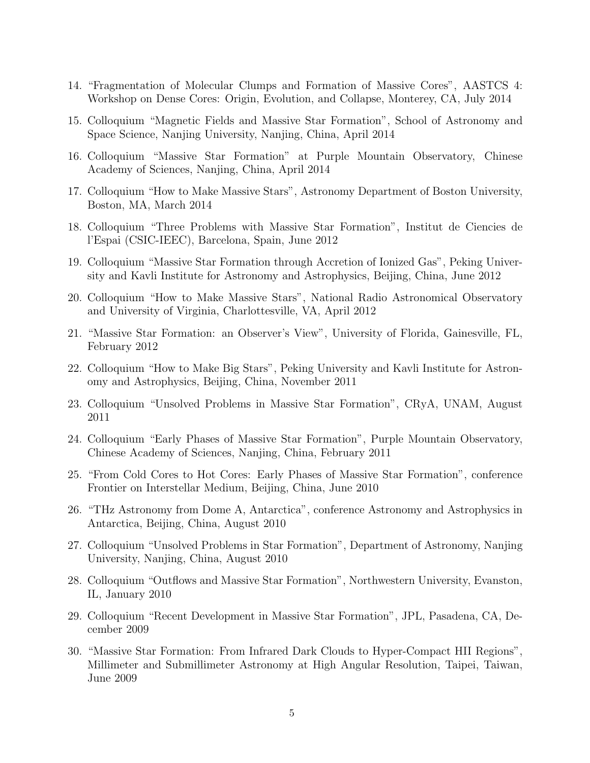14. "Fragmentation of Molecular Clumps and Formation of Massive Cores", AASTCS 4: Workshop on Dense Cores: Origin, Evolution, and Collapse, Monterey, CA, July 2014

15. Colloquium "Magnetic Fields and Massive Star Formation", School of Astronomy and Space Science, Nanjing University, Nanjing, China, April 2014

16. Colloquium "Massive Star Formation" at Purple Mountain Observatory, Chinese Academy of Sciences, Nanjing, China, April 2014

17. Colloquium "How to Make Massive Stars", Astronomy Department of Boston University, Boston, MA, March 2014

18. Colloquium "Three Problems with Massive Star Formation", Institut de Ciencies de l'Espai (CSIC-IEEC), Barcelona, Spain, June 2012

19. Colloquium "Massive Star Formation through Accretion of Ionized Gas", Peking University and Kavli Institute for Astronomy and Astrophysics, Beijing, China, June 2012

20. Colloquium "How to Make Massive Stars", National Radio Astronomical Observatory and University of Virginia, Charlottesville, VA, April 2012

21. "Massive Star Formation: an Observer's View", University of Florida, Gainesville, FL, February 2012

22. Colloquium "How to Make Big Stars", Peking University and Kavli Institute for Astronomy and Astrophysics, Beijing, China, November 2011

23. Colloquium "Unsolved Problems in Massive Star Formation", CRyA, UNAM, August 2011

24. Colloquium "Early Phases of Massive Star Formation", Purple Mountain Observatory, Chinese Academy of Sciences, Nanjing, China, February 2011

25. "From Cold Cores to Hot Cores: Early Phases of Massive Star Formation", conference Frontier on Interstellar Medium, Beijing, China, June 2010

26. "THz Astronomy from Dome A, Antarctica", conference Astronomy and Astrophysics in Antarctica, Beijing, China, August 2010

27. Colloquium "Unsolved Problems in Star Formation", Department of Astronomy, Nanjing University, Nanjing, China, August 2010

28. Colloquium "Outflows and Massive Star Formation", Northwestern University, Evanston, IL, January 2010

29. Colloquium "Recent Development in Massive Star Formation", JPL, Pasadena, CA, December 2009

30. "Massive Star Formation: From Infrared Dark Clouds to Hyper-Compact HII Regions", Millimeter and Submillimeter Astronomy at High Angular Resolution, Taipei, Taiwan, June 2009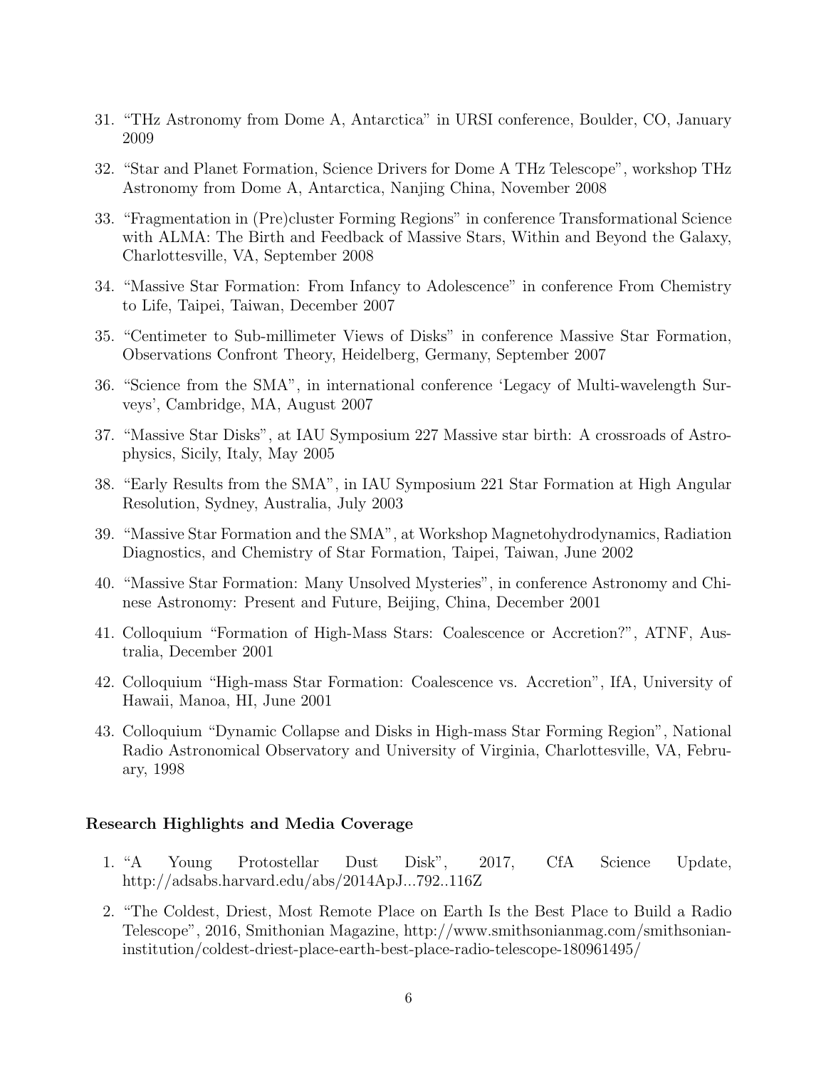31. "THz Astronomy from Dome A, Antarctica" in URSI conference, Boulder, CO, January 2009

32. "Star and Planet Formation, Science Drivers for Dome A THz Telescope", workshop THz Astronomy from Dome A, Antarctica, Nanjing China, November 2008

33. "Fragmentation in (Pre)cluster Forming Regions" in conference Transformational Science with ALMA: The Birth and Feedback of Massive Stars, Within and Beyond the Galaxy, Charlottesville, VA, September 2008

34. "Massive Star Formation: From Infancy to Adolescence" in conference From Chemistry to Life, Taipei, Taiwan, December 2007

35. "Centimeter to Sub-millimeter Views of Disks" in conference Massive Star Formation, Observations Confront Theory, Heidelberg, Germany, September 2007

36. "Science from the SMA", in international conference 'Legacy of Multi-wavelength Surveys', Cambridge, MA, August 2007

37. "Massive Star Disks", at IAU Symposium 227 Massive star birth: A crossroads of Astrophysics, Sicily, Italy, May 2005

38. "Early Results from the SMA", in IAU Symposium 221 Star Formation at High Angular Resolution, Sydney, Australia, July 2003

39. "Massive Star Formation and the SMA", at Workshop Magnetohydrodynamics, Radiation Diagnostics, and Chemistry of Star Formation, Taipei, Taiwan, June 2002

40. "Massive Star Formation: Many Unsolved Mysteries", in conference Astronomy and Chinese Astronomy: Present and Future, Beijing, China, December 2001

41. Colloquium "Formation of High-Mass Stars: Coalescence or Accretion?", ATNF, Australia, December 2001

42. Colloquium "High-mass Star Formation: Coalescence vs. Accretion", IfA, University of Hawaii, Manoa, HI, June 2001

43. Colloquium "Dynamic Collapse and Disks in High-mass Star Forming Region", National Radio Astronomical Observatory and University of Virginia, Charlottesville, VA, February, 1998

### Research Highlights and Media Coverage

1. "A Young Protostellar Dust Disk", 2017, CfA Science Update, http://adsabs.harvard.edu/abs/2014ApJ...792..116Z

2. "The Coldest, Driest, Most Remote Place on Earth Is the Best Place to Build a Radio Telescope", 2016, Smithonian Magazine, http://www.smithsonianmag.com/smithsonian-institution/coldest-driest-place-earth-best-place-radio-telescope-180961495/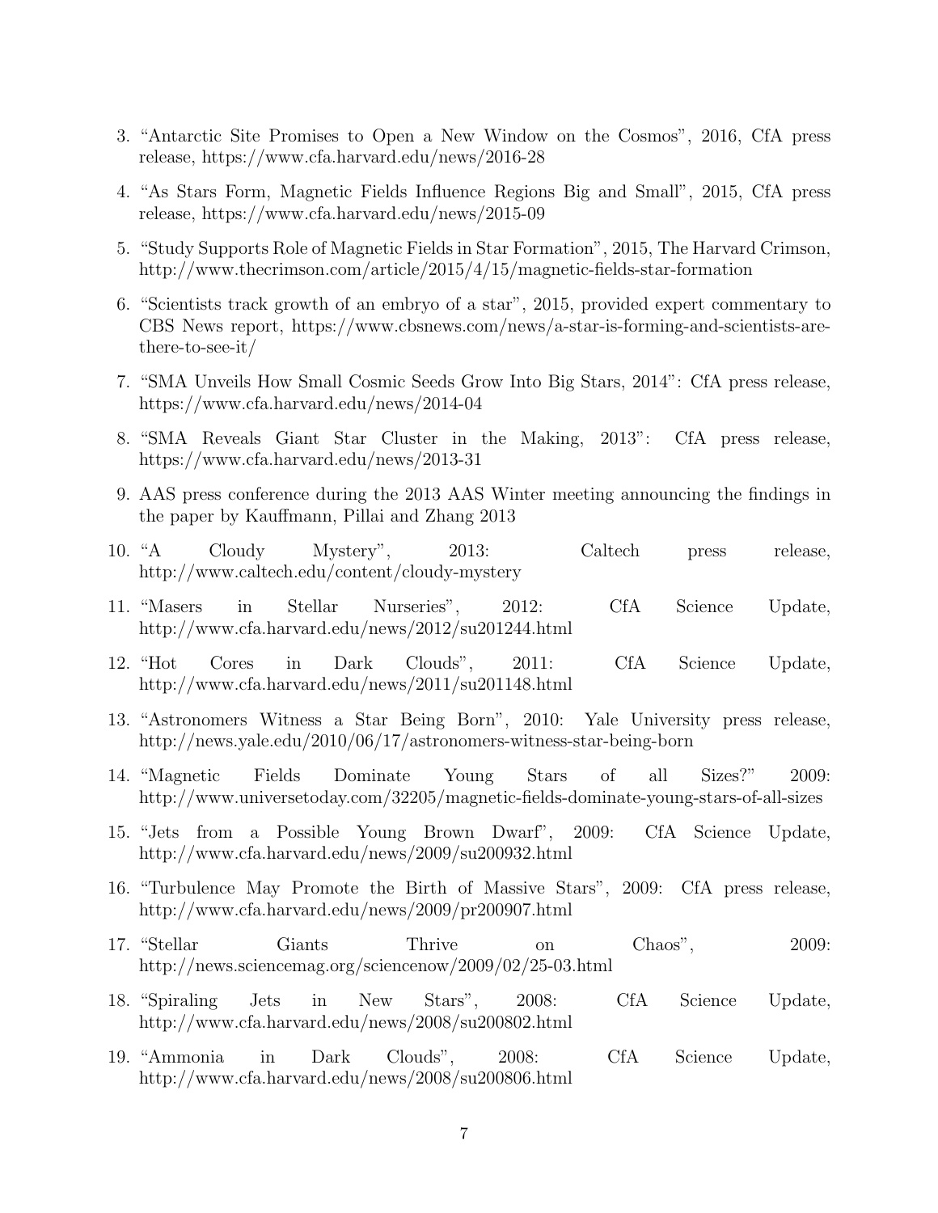3. "Antarctic Site Promises to Open a New Window on the Cosmos", 2016, CfA press release, https://www.cfa.harvard.edu/news/2016-28
4. "As Stars Form, Magnetic Fields Influence Regions Big and Small", 2015, CfA press release, https://www.cfa.harvard.edu/news/2015-09
5. "Study Supports Role of Magnetic Fields in Star Formation", 2015, The Harvard Crimson, http://www.thecrimson.com/article/2015/4/15/magnetic-fields-star-formation
6. "Scientists track growth of an embryo of a star", 2015, provided expert commentary to CBS News report, https://www.cbsnews.com/news/a-star-is-forming-and-scientists-are-there-to-see-it/
7. "SMA Unveils How Small Cosmic Seeds Grow Into Big Stars, 2014": CfA press release, https://www.cfa.harvard.edu/news/2014-04
8. "SMA Reveals Giant Star Cluster in the Making, 2013": CfA press release, https://www.cfa.harvard.edu/news/2013-31
9. AAS press conference during the 2013 AAS Winter meeting announcing the findings in the paper by Kauffmann, Pillai and Zhang 2013
10. "A Cloudy Mystery", 2013: Caltech press release, http://www.caltech.edu/content/cloudy-mystery
11. "Masers in Stellar Nurseries", 2012: CfA Science Update, http://www.cfa.harvard.edu/news/2012/su201244.html
12. "Hot Cores in Dark Clouds", 2011: CfA Science Update, http://www.cfa.harvard.edu/news/2011/su201148.html
13. "Astronomers Witness a Star Being Born", 2010: Yale University press release, http://news.yale.edu/2010/06/17/astronomers-witness-star-being-born
14. "Magnetic Fields Dominate Young Stars of all Sizes?" 2009: http://www.universetoday.com/32205/magnetic-fields-dominate-young-stars-of-all-sizes
15. "Jets from a Possible Young Brown Dwarf", 2009: CfA Science Update, http://www.cfa.harvard.edu/news/2009/su200932.html
16. "Turbulence May Promote the Birth of Massive Stars", 2009: CfA press release, http://www.cfa.harvard.edu/news/2009/pr200907.html
17. "Stellar Giants Thrive on Chaos", 2009: http://news.sciencemag.org/sciencenow/2009/02/25-03.html
18. "Spiraling Jets in New Stars", 2008: CfA Science Update, http://www.cfa.harvard.edu/news/2008/su200802.html
19. "Ammonia in Dark Clouds", 2008: CfA Science Update, http://www.cfa.harvard.edu/news/2008/su200806.html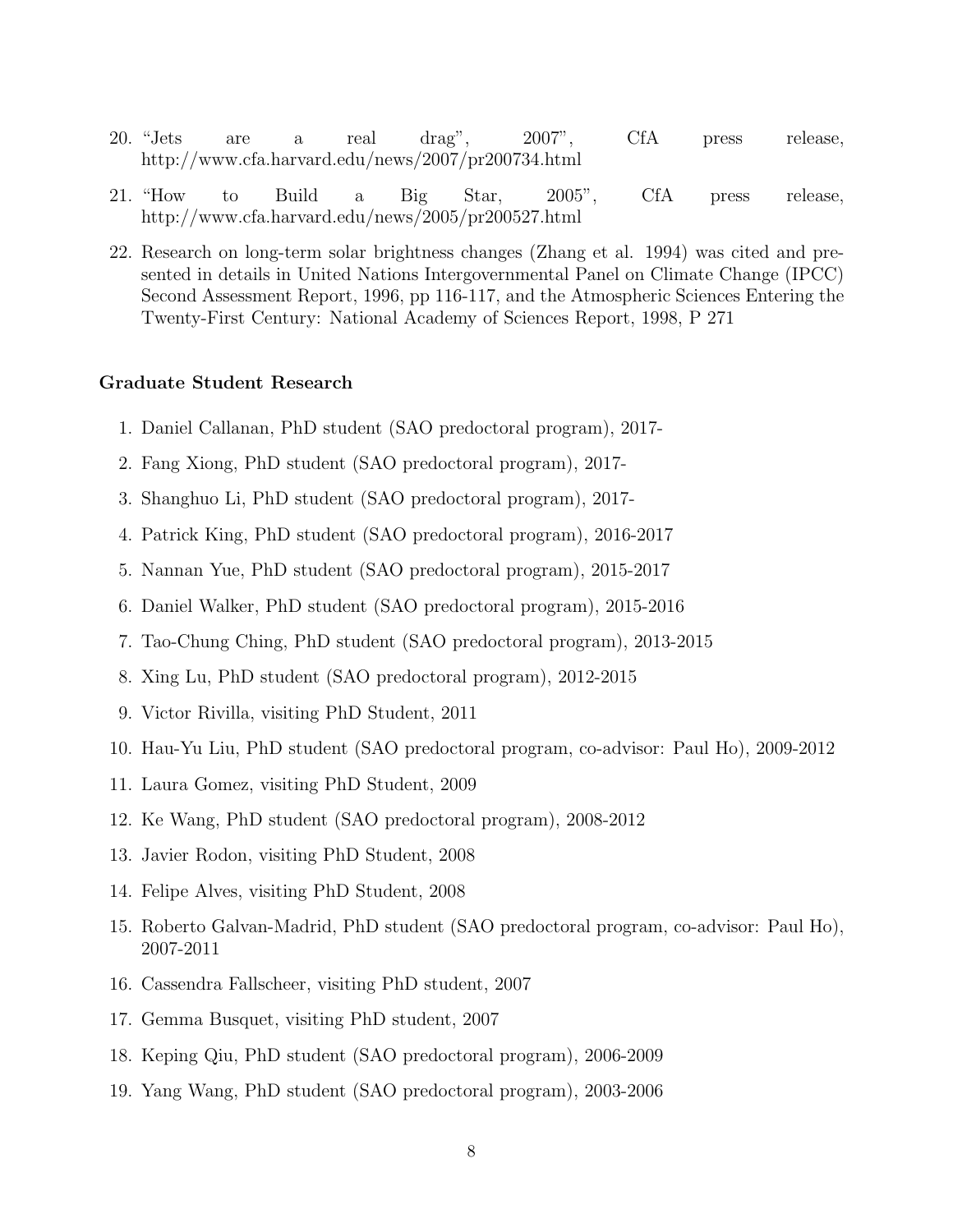20. "Jets are a real drag", 2007", CfA press release, http://www.cfa.harvard.edu/news/2007/pr200734.html
21. "How to Build a Big Star, 2005", CfA press release, http://www.cfa.harvard.edu/news/2005/pr200527.html
22. Research on long-term solar brightness changes (Zhang et al. 1994) was cited and presented in details in United Nations Intergovernmental Panel on Climate Change (IPCC) Second Assessment Report, 1996, pp 116-117, and the Atmospheric Sciences Entering the Twenty-First Century: National Academy of Sciences Report, 1998, P 271

**Graduate Student Research**

1. Daniel Callanan, PhD student (SAO predoctoral program), 2017-
2. Fang Xiong, PhD student (SAO predoctoral program), 2017-
3. Shanghuo Li, PhD student (SAO predoctoral program), 2017-
4. Patrick King, PhD student (SAO predoctoral program), 2016-2017
5. Nannan Yue, PhD student (SAO predoctoral program), 2015-2017
6. Daniel Walker, PhD student (SAO predoctoral program), 2015-2016
7. Tao-Chung Ching, PhD student (SAO predoctoral program), 2013-2015
8. Xing Lu, PhD student (SAO predoctoral program), 2012-2015
9. Victor Rivilla, visiting PhD Student, 2011
10. Hau-Yu Liu, PhD student (SAO predoctoral program, co-advisor: Paul Ho), 2009-2012
11. Laura Gomez, visiting PhD Student, 2009
12. Ke Wang, PhD student (SAO predoctoral program), 2008-2012
13. Javier Rodon, visiting PhD Student, 2008
14. Felipe Alves, visiting PhD Student, 2008
15. Roberto Galvan-Madrid, PhD student (SAO predoctoral program, co-advisor: Paul Ho), 2007-2011
16. Cassendra Fallscheer, visiting PhD student, 2007
17. Gemma Busquet, visiting PhD student, 2007
18. Keping Qiu, PhD student (SAO predoctoral program), 2006-2009
19. Yang Wang, PhD student (SAO predoctoral program), 2003-2006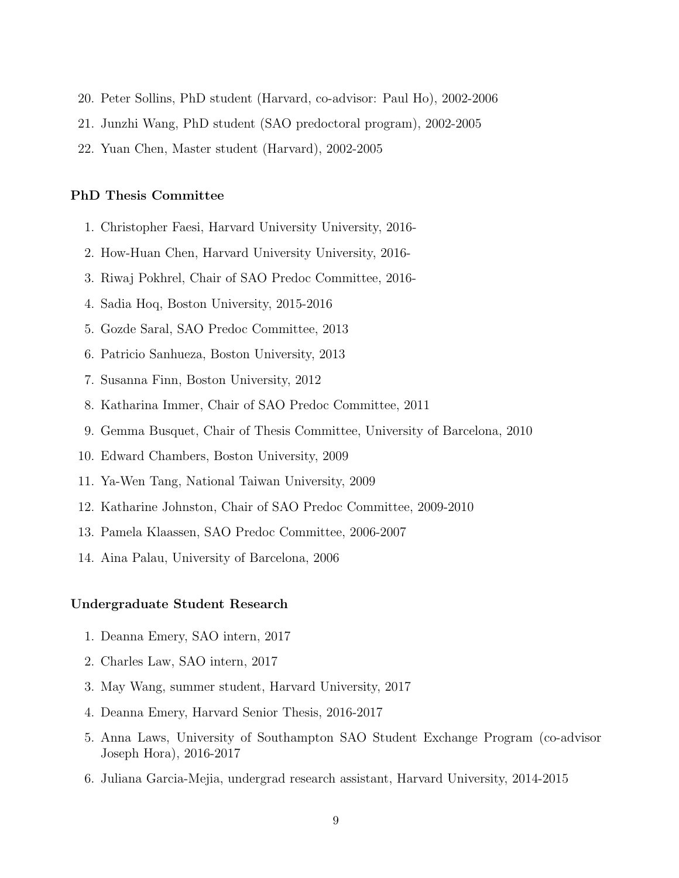20. Peter Sollins, PhD student (Harvard, co-advisor: Paul Ho), 2002-2006
21. Junzhi Wang, PhD student (SAO predoctoral program), 2002-2005
22. Yuan Chen, Master student (Harvard), 2002-2005

### PhD Thesis Committee

1. Christopher Faesi, Harvard University University, 2016-
2. How-Huan Chen, Harvard University University, 2016-
3. Riwaj Pokhrel, Chair of SAO Predoc Committee, 2016-
4. Sadia Hoq, Boston University, 2015-2016
5. Gozde Saral, SAO Predoc Committee, 2013
6. Patricio Sanhueza, Boston University, 2013
7. Susanna Finn, Boston University, 2012
8. Katharina Immer, Chair of SAO Predoc Committee, 2011
9. Gemma Busquet, Chair of Thesis Committee, University of Barcelona, 2010
10. Edward Chambers, Boston University, 2009
11. Ya-Wen Tang, National Taiwan University, 2009
12. Katharine Johnston, Chair of SAO Predoc Committee, 2009-2010
13. Pamela Klaassen, SAO Predoc Committee, 2006-2007
14. Aina Palau, University of Barcelona, 2006

### Undergraduate Student Research

1. Deanna Emery, SAO intern, 2017
2. Charles Law, SAO intern, 2017
3. May Wang, summer student, Harvard University, 2017
4. Deanna Emery, Harvard Senior Thesis, 2016-2017
5. Anna Laws, University of Southampton SAO Student Exchange Program (co-advisor Joseph Hora), 2016-2017
6. Juliana Garcia-Mejia, undergrad research assistant, Harvard University, 2014-2015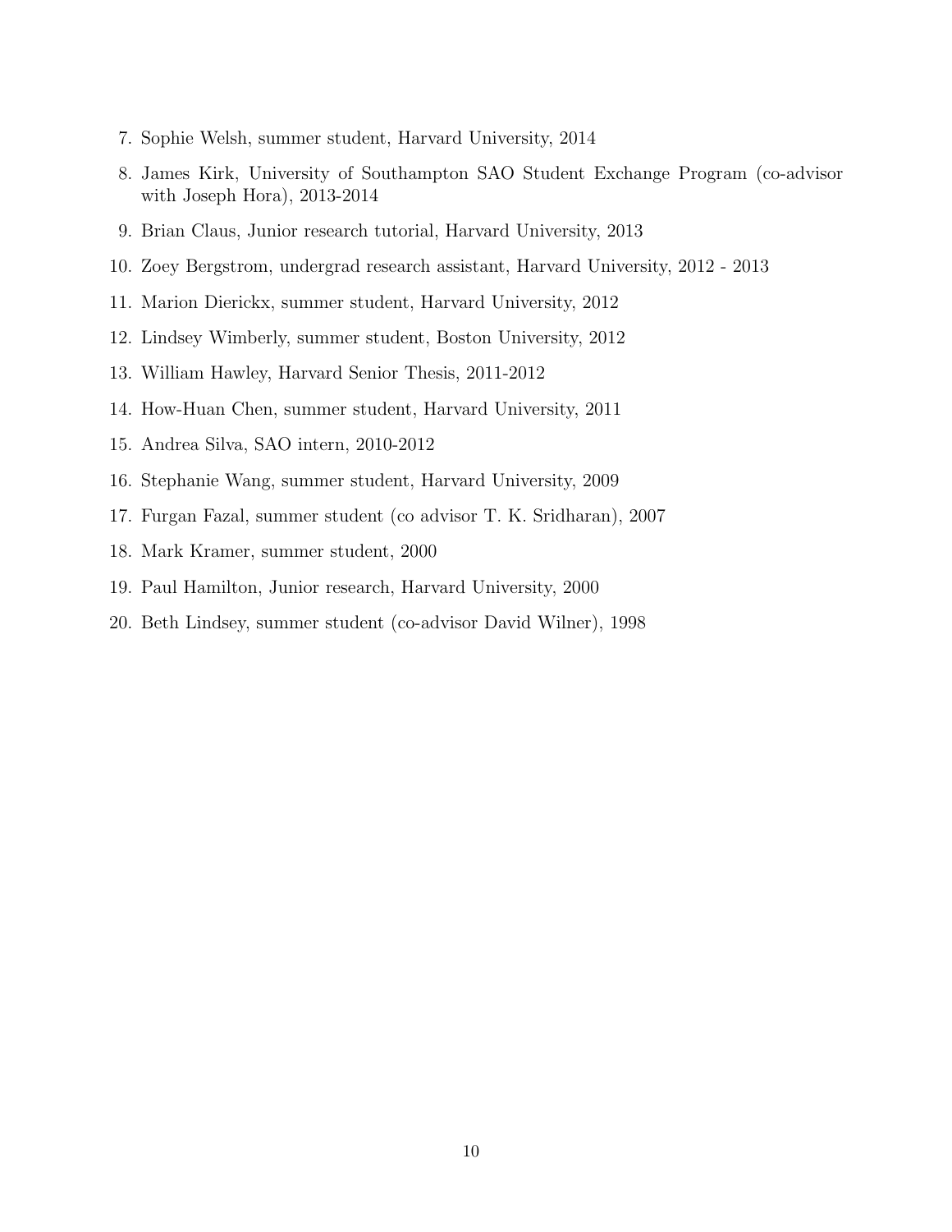7. Sophie Welsh, summer student, Harvard University, 2014
8. James Kirk, University of Southampton SAO Student Exchange Program (co-advisor with Joseph Hora), 2013-2014
9. Brian Claus, Junior research tutorial, Harvard University, 2013
10. Zoey Bergstrom, undergrad research assistant, Harvard University, 2012 - 2013
11. Marion Dierickx, summer student, Harvard University, 2012
12. Lindsey Wimberly, summer student, Boston University, 2012
13. William Hawley, Harvard Senior Thesis, 2011-2012
14. How-Huan Chen, summer student, Harvard University, 2011
15. Andrea Silva, SAO intern, 2010-2012
16. Stephanie Wang, summer student, Harvard University, 2009
17. Furgan Fazal, summer student (co advisor T. K. Sridharan), 2007
18. Mark Kramer, summer student, 2000
19. Paul Hamilton, Junior research, Harvard University, 2000
20. Beth Lindsey, summer student (co-advisor David Wilner), 1998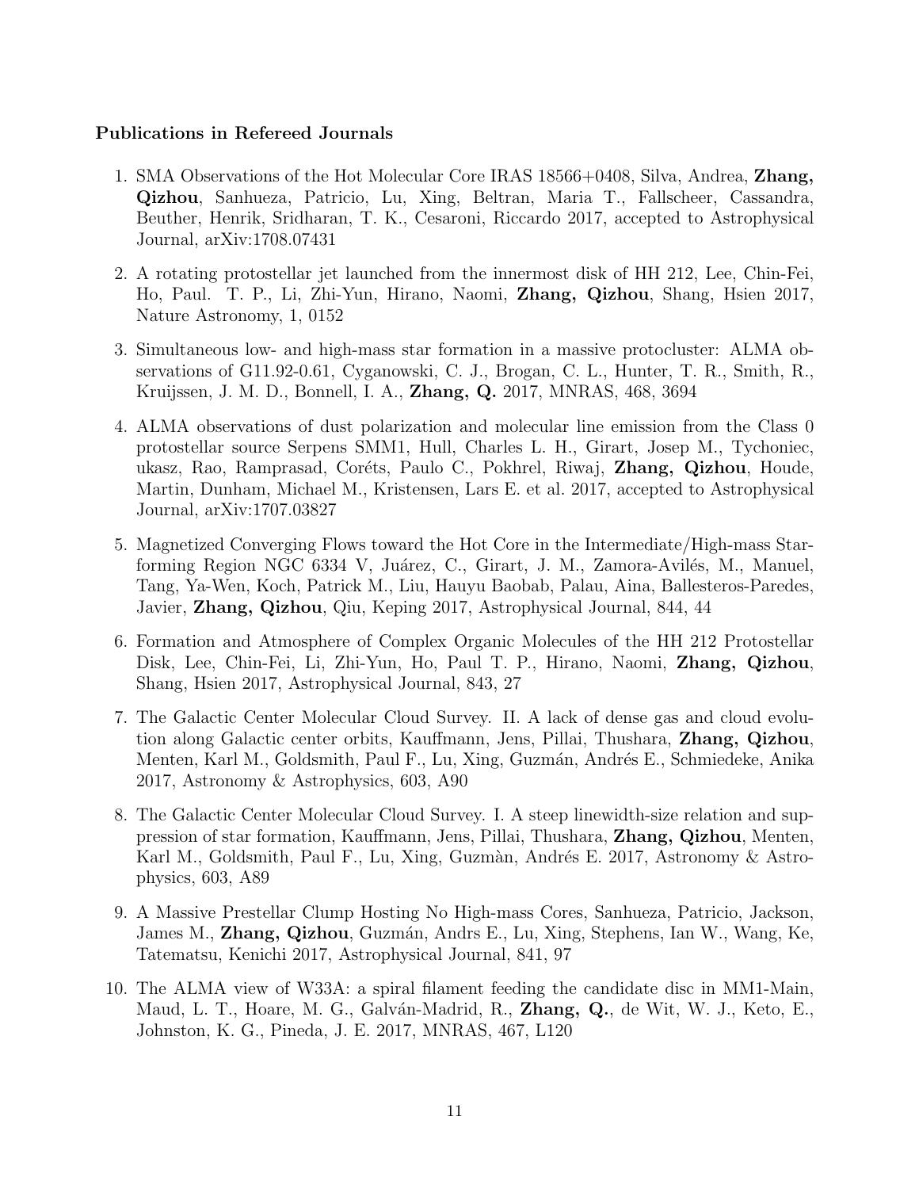**Publications in Refereed Journals**

1. SMA Observations of the Hot Molecular Core IRAS 18566+0408, Silva, Andrea, **Zhang, Qizhou**, Sanhueza, Patricio, Lu, Xing, Beltran, Maria T., Fallscheer, Cassandra, Beuther, Henrik, Sridharan, T. K., Cesaroni, Riccardo 2017, accepted to Astrophysical Journal, arXiv:1708.07431

2. A rotating protostellar jet launched from the innermost disk of HH 212, Lee, Chin-Fei, Ho, Paul. T. P., Li, Zhi-Yun, Hirano, Naomi, **Zhang, Qizhou**, Shang, Hsien 2017, Nature Astronomy, 1, 0152

3. Simultaneous low- and high-mass star formation in a massive protocluster: ALMA observations of G11.92-0.61, Cyganowski, C. J., Brogan, C. L., Hunter, T. R., Smith, R., Kruijssen, J. M. D., Bonnell, I. A., **Zhang, Q.** 2017, MNRAS, 468, 3694

4. ALMA observations of dust polarization and molecular line emission from the Class 0 protostellar source Serpens SMM1, Hull, Charles L. H., Girart, Josep M., Tychoniec, ukasz, Rao, Ramprasad, Coréts, Paulo C., Pokhrel, Riwaj, **Zhang, Qizhou**, Houde, Martin, Dunham, Michael M., Kristensen, Lars E. et al. 2017, accepted to Astrophysical Journal, arXiv:1707.03827

5. Magnetized Converging Flows toward the Hot Core in the Intermediate/High-mass Star-forming Region NGC 6334 V, Juárez, C., Girart, J. M., Zamora-Avilés, M., Manuel, Tang, Ya-Wen, Koch, Patrick M., Liu, Hauyu Baobab, Palau, Aina, Ballesteros-Paredes, Javier, **Zhang, Qizhou**, Qiu, Keping 2017, Astrophysical Journal, 844, 44

6. Formation and Atmosphere of Complex Organic Molecules of the HH 212 Protostellar Disk, Lee, Chin-Fei, Li, Zhi-Yun, Ho, Paul T. P., Hirano, Naomi, **Zhang, Qizhou**, Shang, Hsien 2017, Astrophysical Journal, 843, 27

7. The Galactic Center Molecular Cloud Survey. II. A lack of dense gas and cloud evolution along Galactic center orbits, Kauffmann, Jens, Pillai, Thushara, **Zhang, Qizhou**, Menten, Karl M., Goldsmith, Paul F., Lu, Xing, Guzmán, Andrés E., Schmiedeke, Anika 2017, Astronomy & Astrophysics, 603, A90

8. The Galactic Center Molecular Cloud Survey. I. A steep linewidth-size relation and suppression of star formation, Kauffmann, Jens, Pillai, Thushara, **Zhang, Qizhou**, Menten, Karl M., Goldsmith, Paul F., Lu, Xing, Guzmàn, Andrés E. 2017, Astronomy & Astrophysics, 603, A89

9. A Massive Prestellar Clump Hosting No High-mass Cores, Sanhueza, Patricio, Jackson, James M., **Zhang, Qizhou**, Guzmán, Andrs E., Lu, Xing, Stephens, Ian W., Wang, Ke, Tatematsu, Kenichi 2017, Astrophysical Journal, 841, 97

10. The ALMA view of W33A: a spiral filament feeding the candidate disc in MM1-Main, Maud, L. T., Hoare, M. G., Galván-Madrid, R., **Zhang, Q.**, de Wit, W. J., Keto, E., Johnston, K. G., Pineda, J. E. 2017, MNRAS, 467, L120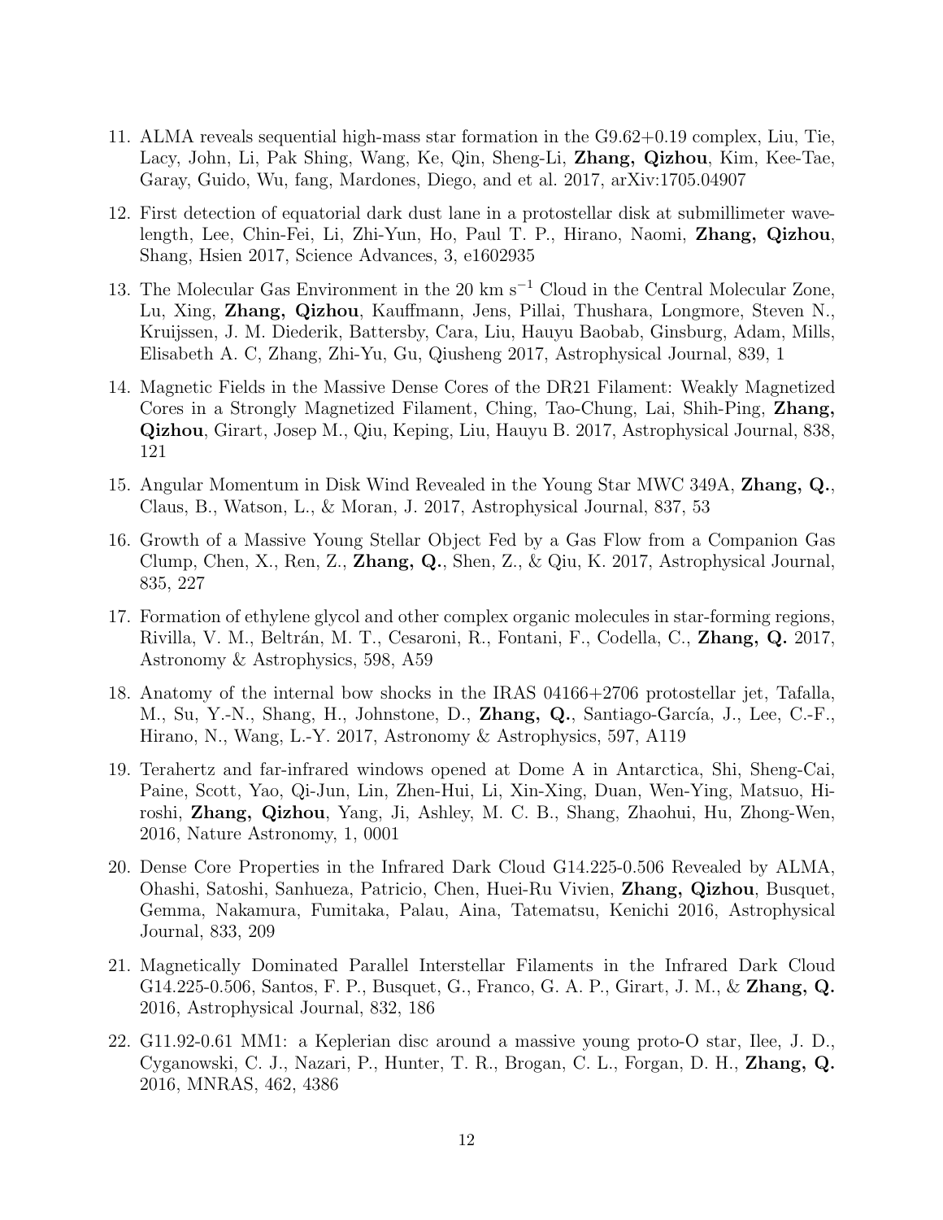11. ALMA reveals sequential high-mass star formation in the G9.62+0.19 complex, Liu, Tie, Lacy, John, Li, Pak Shing, Wang, Ke, Qin, Sheng-Li, **Zhang, Qizhou**, Kim, Kee-Tae, Garay, Guido, Wu, fang, Mardones, Diego, and et al. 2017, arXiv:1705.04907

12. First detection of equatorial dark dust lane in a protostellar disk at submillimeter wavelength, Lee, Chin-Fei, Li, Zhi-Yun, Ho, Paul T. P., Hirano, Naomi, **Zhang, Qizhou**, Shang, Hsien 2017, Science Advances, 3, e1602935

13. The Molecular Gas Environment in the 20 km $s^{-1}$ Cloud in the Central Molecular Zone, Lu, Xing, **Zhang, Qizhou**, Kauffmann, Jens, Pillai, Thushara, Longmore, Steven N., Kruijssen, J. M. Diederik, Battersby, Cara, Liu, Hauyu Baobab, Ginsburg, Adam, Mills, Elisabeth A. C, Zhang, Zhi-Yu, Gu, Qiusheng 2017, Astrophysical Journal, 839, 1

14. Magnetic Fields in the Massive Dense Cores of the DR21 Filament: Weakly Magnetized Cores in a Strongly Magnetized Filament, Ching, Tao-Chung, Lai, Shih-Ping, **Zhang, Qizhou**, Girart, Josep M., Qiu, Keping, Liu, Hauyu B. 2017, Astrophysical Journal, 838, 121

15. Angular Momentum in Disk Wind Revealed in the Young Star MWC 349A, **Zhang, Q.**, Claus, B., Watson, L., & Moran, J. 2017, Astrophysical Journal, 837, 53

16. Growth of a Massive Young Stellar Object Fed by a Gas Flow from a Companion Gas Clump, Chen, X., Ren, Z., **Zhang, Q.**, Shen, Z., & Qiu, K. 2017, Astrophysical Journal, 835, 227

17. Formation of ethylene glycol and other complex organic molecules in star-forming regions, Rivilla, V. M., Beltrán, M. T., Cesaroni, R., Fontani, F., Codella, C., **Zhang, Q.** 2017, Astronomy & Astrophysics, 598, A59

18. Anatomy of the internal bow shocks in the IRAS 04166+2706 protostellar jet, Tafalla, M., Su, Y.-N., Shang, H., Johnstone, D., **Zhang, Q.**, Santiago-García, J., Lee, C.-F., Hirano, N., Wang, L.-Y. 2017, Astronomy & Astrophysics, 597, A119

19. Terahertz and far-infrared windows opened at Dome A in Antarctica, Shi, Sheng-Cai, Paine, Scott, Yao, Qi-Jun, Lin, Zhen-Hui, Li, Xin-Xing, Duan, Wen-Ying, Matsuo, Hiroshi, **Zhang, Qizhou**, Yang, Ji, Ashley, M. C. B., Shang, Zhaohui, Hu, Zhong-Wen, 2016, Nature Astronomy, 1, 0001

20. Dense Core Properties in the Infrared Dark Cloud G14.225-0.506 Revealed by ALMA, Ohashi, Satoshi, Sanhueza, Patricio, Chen, Huei-Ru Vivien, **Zhang, Qizhou**, Busquet, Gemma, Nakamura, Fumitaka, Palau, Aina, Tatematsu, Kenichi 2016, Astrophysical Journal, 833, 209

21. Magnetically Dominated Parallel Interstellar Filaments in the Infrared Dark Cloud G14.225-0.506, Santos, F. P., Busquet, G., Franco, G. A. P., Girart, J. M., & **Zhang, Q.** 2016, Astrophysical Journal, 832, 186

22. G11.92-0.61 MM1: a Keplerian disc around a massive young proto-O star, Ilee, J. D., Cyganowski, C. J., Nazari, P., Hunter, T. R., Brogan, C. L., Forgan, D. H., **Zhang, Q.** 2016, MNRAS, 462, 4386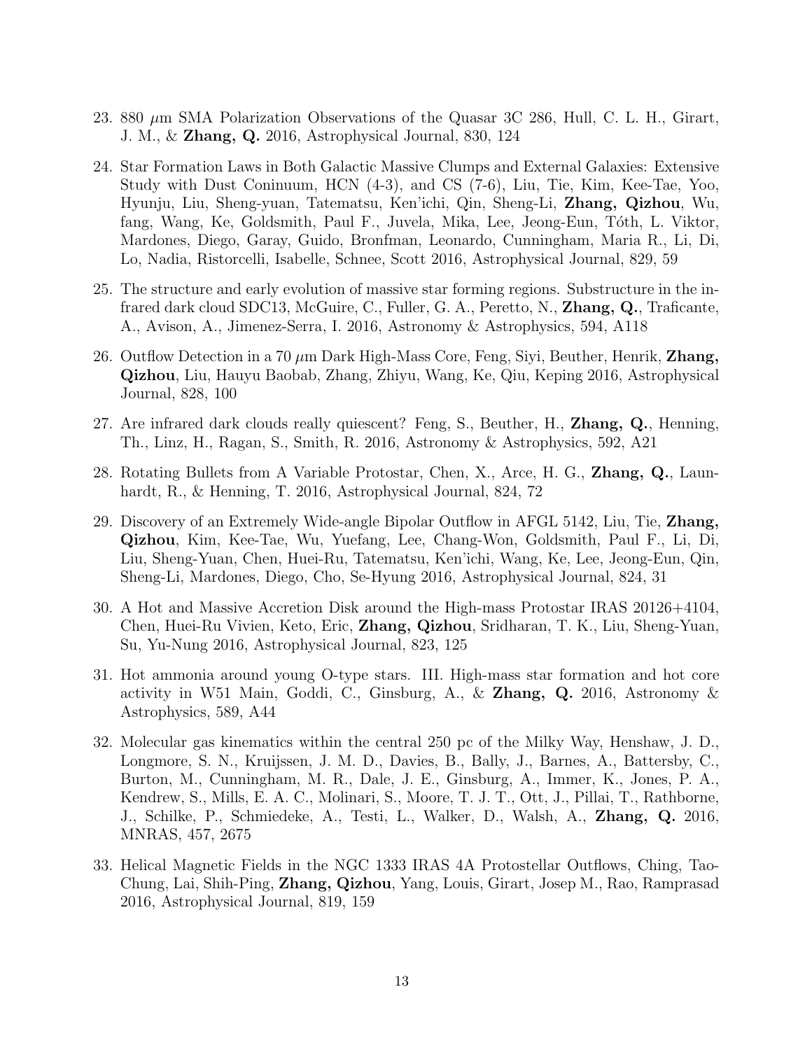23. 880 $\mu$m SMA Polarization Observations of the Quasar 3C 286, Hull, C. L. H., Girart, J. M., & **Zhang, Q.** 2016, Astrophysical Journal, 830, 124

24. Star Formation Laws in Both Galactic Massive Clumps and External Galaxies: Extensive Study with Dust Coninuum, HCN (4-3), and CS (7-6), Liu, Tie, Kim, Kee-Tae, Yoo, Hyunju, Liu, Sheng-yuan, Tatematsu, Ken'ichi, Qin, Sheng-Li, **Zhang, Qizhou**, Wu, fang, Wang, Ke, Goldsmith, Paul F., Juvela, Mika, Lee, Jeong-Eun, Tóth, L. Viktor, Mardones, Diego, Garay, Guido, Bronfman, Leonardo, Cunningham, Maria R., Li, Di, Lo, Nadia, Ristorcelli, Isabelle, Schnee, Scott 2016, Astrophysical Journal, 829, 59

25. The structure and early evolution of massive star forming regions. Substructure in the infrared dark cloud SDC13, McGuire, C., Fuller, G. A., Peretto, N., **Zhang, Q.**, Traficante, A., Avison, A., Jimenez-Serra, I. 2016, Astronomy & Astrophysics, 594, A118

26. Outflow Detection in a 70 $\mu$m Dark High-Mass Core, Feng, Siyi, Beuther, Henrik, **Zhang, Qizhou**, Liu, Hauyu Baobab, Zhang, Zhiyu, Wang, Ke, Qiu, Keping 2016, Astrophysical Journal, 828, 100

27. Are infrared dark clouds really quiescent? Feng, S., Beuther, H., **Zhang, Q.**, Henning, Th., Linz, H., Ragan, S., Smith, R. 2016, Astronomy & Astrophysics, 592, A21

28. Rotating Bullets from A Variable Protostar, Chen, X., Arce, H. G., **Zhang, Q.**, Launhardt, R., & Henning, T. 2016, Astrophysical Journal, 824, 72

29. Discovery of an Extremely Wide-angle Bipolar Outflow in AFGL 5142, Liu, Tie, **Zhang, Qizhou**, Kim, Kee-Tae, Wu, Yuefang, Lee, Chang-Won, Goldsmith, Paul F., Li, Di, Liu, Sheng-Yuan, Chen, Huei-Ru, Tatematsu, Ken'ichi, Wang, Ke, Lee, Jeong-Eun, Qin, Sheng-Li, Mardones, Diego, Cho, Se-Hyung 2016, Astrophysical Journal, 824, 31

30. A Hot and Massive Accretion Disk around the High-mass Protostar IRAS 20126+4104, Chen, Huei-Ru Vivien, Keto, Eric, **Zhang, Qizhou**, Sridharan, T. K., Liu, Sheng-Yuan, Su, Yu-Nung 2016, Astrophysical Journal, 823, 125

31. Hot ammonia around young O-type stars. III. High-mass star formation and hot core activity in W51 Main, Goddi, C., Ginsburg, A., & **Zhang, Q.** 2016, Astronomy & Astrophysics, 589, A44

32. Molecular gas kinematics within the central 250 pc of the Milky Way, Henshaw, J. D., Longmore, S. N., Kruijssen, J. M. D., Davies, B., Bally, J., Barnes, A., Battersby, C., Burton, M., Cunningham, M. R., Dale, J. E., Ginsburg, A., Immer, K., Jones, P. A., Kendrew, S., Mills, E. A. C., Molinari, S., Moore, T. J. T., Ott, J., Pillai, T., Rathborne, J., Schilke, P., Schmiedeke, A., Testi, L., Walker, D., Walsh, A., **Zhang, Q.** 2016, MNRAS, 457, 2675

33. Helical Magnetic Fields in the NGC 1333 IRAS 4A Protostellar Outflows, Ching, Tao-Chung, Lai, Shih-Ping, **Zhang, Qizhou**, Yang, Louis, Girart, Josep M., Rao, Ramprasad 2016, Astrophysical Journal, 819, 159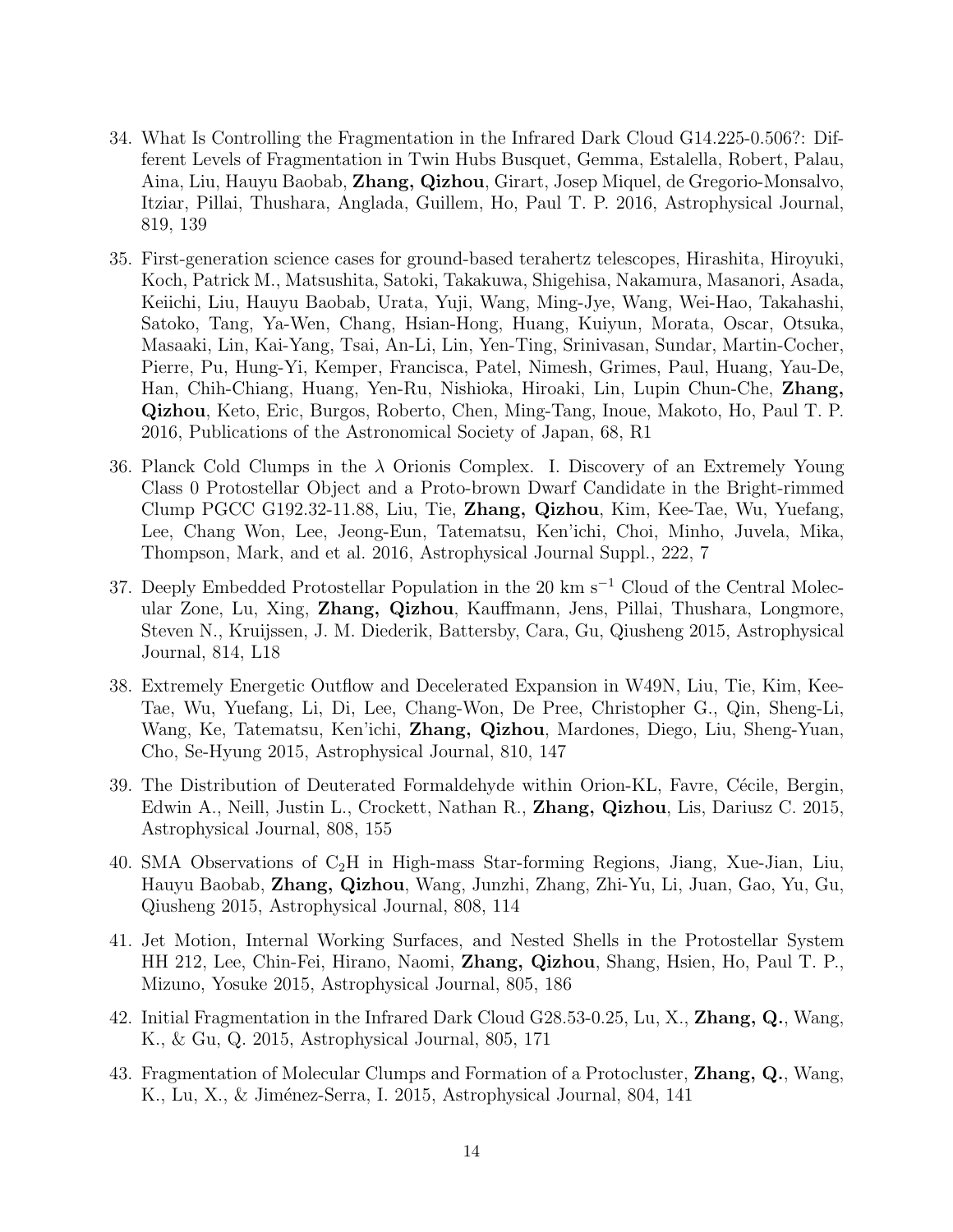34. What Is Controlling the Fragmentation in the Infrared Dark Cloud G14.225-0.506?: Different Levels of Fragmentation in Twin Hubs Busquet, Gemma, Estalella, Robert, Palau, Aina, Liu, Hauyu Baobab, **Zhang, Qizhou**, Girart, Josep Miquel, de Gregorio-Monsalvo, Itziar, Pillai, Thushara, Anglada, Guillem, Ho, Paul T. P. 2016, Astrophysical Journal, 819, 139

35. First-generation science cases for ground-based terahertz telescopes, Hirashita, Hiroyuki, Koch, Patrick M., Matsushita, Satoki, Takakuwa, Shigehisa, Nakamura, Masanori, Asada, Keiichi, Liu, Hauyu Baobab, Urata, Yuji, Wang, Ming-Jye, Wang, Wei-Hao, Takahashi, Satoko, Tang, Ya-Wen, Chang, Hsian-Hong, Huang, Kuiyun, Morata, Oscar, Otsuka, Masaaki, Lin, Kai-Yang, Tsai, An-Li, Lin, Yen-Ting, Srinivasan, Sundar, Martin-Cocher, Pierre, Pu, Hung-Yi, Kemper, Francisca, Patel, Nimesh, Grimes, Paul, Huang, Yau-De, Han, Chih-Chiang, Huang, Yen-Ru, Nishioka, Hiroaki, Lin, Lupin Chun-Che, **Zhang, Qizhou**, Keto, Eric, Burgos, Roberto, Chen, Ming-Tang, Inoue, Makoto, Ho, Paul T. P. 2016, Publications of the Astronomical Society of Japan, 68, R1

36. Planck Cold Clumps in the $\lambda$ Orionis Complex. I. Discovery of an Extremely Young Class 0 Protostellar Object and a Proto-brown Dwarf Candidate in the Bright-rimmed Clump PGCC G192.32-11.88, Liu, Tie, **Zhang, Qizhou**, Kim, Kee-Tae, Wu, Yuefang, Lee, Chang Won, Lee, Jeong-Eun, Tatematsu, Ken'ichi, Choi, Minho, Juvela, Mika, Thompson, Mark, and et al. 2016, Astrophysical Journal Suppl., 222, 7

37. Deeply Embedded Protostellar Population in the 20 km $s^{-1}$ Cloud of the Central Molecular Zone, Lu, Xing, **Zhang, Qizhou**, Kauffmann, Jens, Pillai, Thushara, Longmore, Steven N., Kruijssen, J. M. Diederik, Battersby, Cara, Gu, Qiusheng 2015, Astrophysical Journal, 814, L18

38. Extremely Energetic Outflow and Decelerated Expansion in W49N, Liu, Tie, Kim, Kee-Tae, Wu, Yuefang, Li, Di, Lee, Chang-Won, De Pree, Christopher G., Qin, Sheng-Li, Wang, Ke, Tatematsu, Ken'ichi, **Zhang, Qizhou**, Mardones, Diego, Liu, Sheng-Yuan, Cho, Se-Hyung 2015, Astrophysical Journal, 810, 147

39. The Distribution of Deuterated Formaldehyde within Orion-KL, Favre, Cécile, Bergin, Edwin A., Neill, Justin L., Crockett, Nathan R., **Zhang, Qizhou**, Lis, Dariusz C. 2015, Astrophysical Journal, 808, 155

40. SMA Observations of $C_2H$ in High-mass Star-forming Regions, Jiang, Xue-Jian, Liu, Hauyu Baobab, **Zhang, Qizhou**, Wang, Junzhi, Zhang, Zhi-Yu, Li, Juan, Gao, Yu, Gu, Qiusheng 2015, Astrophysical Journal, 808, 114

41. Jet Motion, Internal Working Surfaces, and Nested Shells in the Protostellar System HH 212, Lee, Chin-Fei, Hirano, Naomi, **Zhang, Qizhou**, Shang, Hsien, Ho, Paul T. P., Mizuno, Yosuke 2015, Astrophysical Journal, 805, 186

42. Initial Fragmentation in the Infrared Dark Cloud G28.53-0.25, Lu, X., **Zhang, Q.**, Wang, K., & Gu, Q. 2015, Astrophysical Journal, 805, 171

43. Fragmentation of Molecular Clumps and Formation of a Protocluster, **Zhang, Q.**, Wang, K., Lu, X., & Jiménez-Serra, I. 2015, Astrophysical Journal, 804, 141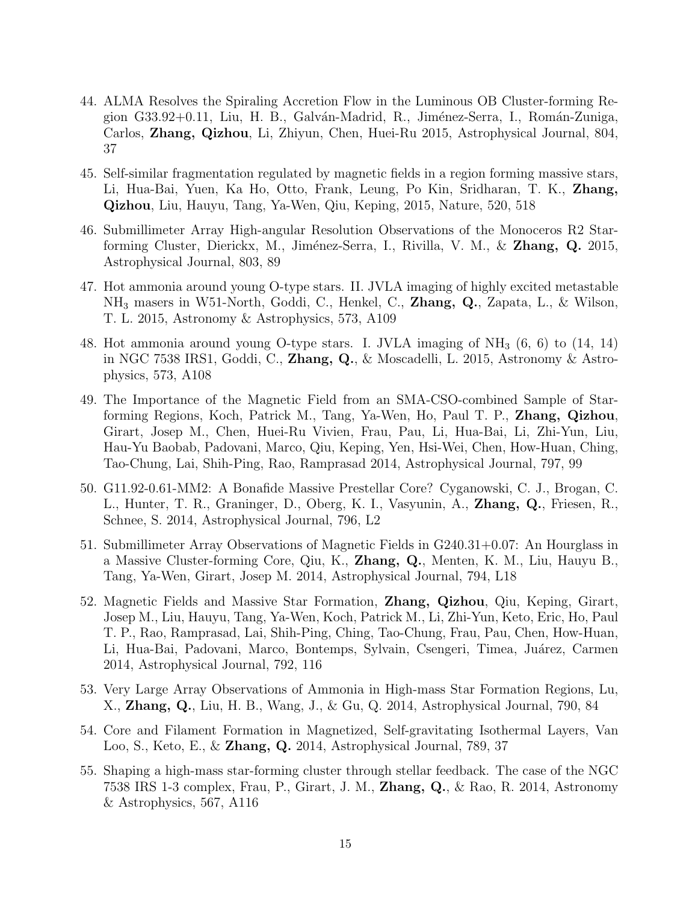44. ALMA Resolves the Spiraling Accretion Flow in the Luminous OB Cluster-forming Region G33.92+0.11, Liu, H. B., Galván-Madrid, R., Jiménez-Serra, I., Román-Zuniga, Carlos, **Zhang, Qizhou**, Li, Zhiyun, Chen, Huei-Ru 2015, Astrophysical Journal, 804, 37

45. Self-similar fragmentation regulated by magnetic fields in a region forming massive stars, Li, Hua-Bai, Yuen, Ka Ho, Otto, Frank, Leung, Po Kin, Sridharan, T. K., **Zhang, Qizhou**, Liu, Hauyu, Tang, Ya-Wen, Qiu, Keping, 2015, Nature, 520, 518

46. Submillimeter Array High-angular Resolution Observations of the Monoceros R2 Star-forming Cluster, Dierickx, M., Jiménez-Serra, I., Rivilla, V. M., & **Zhang, Q.** 2015, Astrophysical Journal, 803, 89

47. Hot ammonia around young O-type stars. II. JVLA imaging of highly excited metastable $NH_3$ masers in W51-North, Goddi, C., Henkel, C., **Zhang, Q.**, Zapata, L., & Wilson, T. L. 2015, Astronomy & Astrophysics, 573, A109

48. Hot ammonia around young O-type stars. I. JVLA imaging of $NH_3$ (6, 6) to (14, 14) in NGC 7538 IRS1, Goddi, C., **Zhang, Q.**, & Moscadelli, L. 2015, Astronomy & Astrophysics, 573, A108

49. The Importance of the Magnetic Field from an SMA-CSO-combined Sample of Star-forming Regions, Koch, Patrick M., Tang, Ya-Wen, Ho, Paul T. P., **Zhang, Qizhou**, Girart, Josep M., Chen, Huei-Ru Vivien, Frau, Pau, Li, Hua-Bai, Li, Zhi-Yun, Liu, Hau-Yu Baobab, Padovani, Marco, Qiu, Keping, Yen, Hsi-Wei, Chen, How-Huan, Ching, Tao-Chung, Lai, Shih-Ping, Rao, Ramprasad 2014, Astrophysical Journal, 797, 99

50. G11.92-0.61-MM2: A Bonafide Massive Prestellar Core? Cyganowski, C. J., Brogan, C. L., Hunter, T. R., Graninger, D., Oberg, K. I., Vasyunin, A., **Zhang, Q.**, Friesen, R., Schnee, S. 2014, Astrophysical Journal, 796, L2

51. Submillimeter Array Observations of Magnetic Fields in G240.31+0.07: An Hourglass in a Massive Cluster-forming Core, Qiu, K., **Zhang, Q.**, Menten, K. M., Liu, Hauyu B., Tang, Ya-Wen, Girart, Josep M. 2014, Astrophysical Journal, 794, L18

52. Magnetic Fields and Massive Star Formation, **Zhang, Qizhou**, Qiu, Keping, Girart, Josep M., Liu, Hauyu, Tang, Ya-Wen, Koch, Patrick M., Li, Zhi-Yun, Keto, Eric, Ho, Paul T. P., Rao, Ramprasad, Lai, Shih-Ping, Ching, Tao-Chung, Frau, Pau, Chen, How-Huan, Li, Hua-Bai, Padovani, Marco, Bontemps, Sylvain, Csengeri, Timea, Juárez, Carmen 2014, Astrophysical Journal, 792, 116

53. Very Large Array Observations of Ammonia in High-mass Star Formation Regions, Lu, X., **Zhang, Q.**, Liu, H. B., Wang, J., & Gu, Q. 2014, Astrophysical Journal, 790, 84

54. Core and Filament Formation in Magnetized, Self-gravitating Isothermal Layers, Van Loo, S., Keto, E., & **Zhang, Q.** 2014, Astrophysical Journal, 789, 37

55. Shaping a high-mass star-forming cluster through stellar feedback. The case of the NGC 7538 IRS 1-3 complex, Frau, P., Girart, J. M., **Zhang, Q.**, & Rao, R. 2014, Astronomy & Astrophysics, 567, A116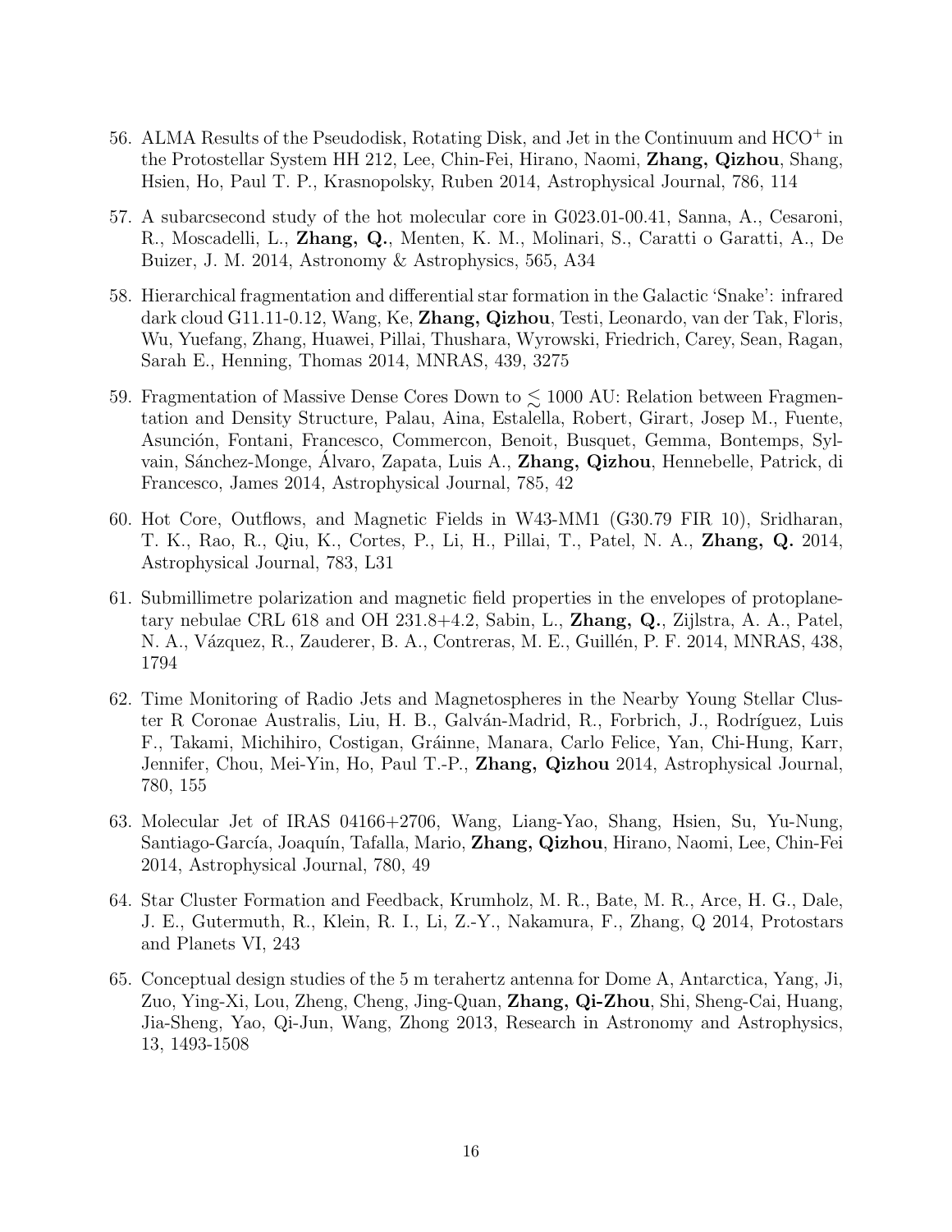56. ALMA Results of the Pseudodisk, Rotating Disk, and Jet in the Continuum and $HCO^+$ in the Protostellar System HH 212, Lee, Chin-Fei, Hirano, Naomi, **Zhang, Qizhou**, Shang, Hsien, Ho, Paul T. P., Krasnopolsky, Ruben 2014, Astrophysical Journal, 786, 114

57. A subarcsecond study of the hot molecular core in G023.01-00.41, Sanna, A., Cesaroni, R., Moscadelli, L., **Zhang, Q.**, Menten, K. M., Molinari, S., Caratti o Garatti, A., De Buizer, J. M. 2014, Astronomy & Astrophysics, 565, A34

58. Hierarchical fragmentation and differential star formation in the Galactic 'Snake': infrared dark cloud G11.11-0.12, Wang, Ke, **Zhang, Qizhou**, Testi, Leonardo, van der Tak, Floris, Wu, Yuefang, Zhang, Huawei, Pillai, Thushara, Wyrowski, Friedrich, Carey, Sean, Ragan, Sarah E., Henning, Thomas 2014, MNRAS, 439, 3275

59. Fragmentation of Massive Dense Cores Down to $\lesssim$ 1000 AU: Relation between Fragmentation and Density Structure, Palau, Aina, Estalella, Robert, Girart, Josep M., Fuente, Asunción, Fontani, Francesco, Commercon, Benoit, Busquet, Gemma, Bontemps, Sylvain, Sánchez-Monge, Álvaro, Zapata, Luis A., **Zhang, Qizhou**, Hennebelle, Patrick, di Francesco, James 2014, Astrophysical Journal, 785, 42

60. Hot Core, Outflows, and Magnetic Fields in W43-MM1 (G30.79 FIR 10), Sridharan, T. K., Rao, R., Qiu, K., Cortes, P., Li, H., Pillai, T., Patel, N. A., **Zhang, Q.** 2014, Astrophysical Journal, 783, L31

61. Submillimetre polarization and magnetic field properties in the envelopes of protoplanetary nebulae CRL 618 and OH 231.8+4.2, Sabin, L., **Zhang, Q.**, Zijlstra, A. A., Patel, N. A., Vázquez, R., Zauderer, B. A., Contreras, M. E., Guillén, P. F. 2014, MNRAS, 438, 1794

62. Time Monitoring of Radio Jets and Magnetospheres in the Nearby Young Stellar Cluster R Coronae Australis, Liu, H. B., Galván-Madrid, R., Forbrich, J., Rodríguez, Luis F., Takami, Michihiro, Costigan, Gráinne, Manara, Carlo Felice, Yan, Chi-Hung, Karr, Jennifer, Chou, Mei-Yin, Ho, Paul T.-P., **Zhang, Qizhou** 2014, Astrophysical Journal, 780, 155

63. Molecular Jet of IRAS 04166+2706, Wang, Liang-Yao, Shang, Hsien, Su, Yu-Nung, Santiago-García, Joaquín, Tafalla, Mario, **Zhang, Qizhou**, Hirano, Naomi, Lee, Chin-Fei 2014, Astrophysical Journal, 780, 49

64. Star Cluster Formation and Feedback, Krumholz, M. R., Bate, M. R., Arce, H. G., Dale, J. E., Gutermuth, R., Klein, R. I., Li, Z.-Y., Nakamura, F., Zhang, Q 2014, Protostars and Planets VI, 243

65. Conceptual design studies of the 5 m terahertz antenna for Dome A, Antarctica, Yang, Ji, Zuo, Ying-Xi, Lou, Zheng, Cheng, Jing-Quan, **Zhang, Qi-Zhou**, Shi, Sheng-Cai, Huang, Jia-Sheng, Yao, Qi-Jun, Wang, Zhong 2013, Research in Astronomy and Astrophysics, 13, 1493-1508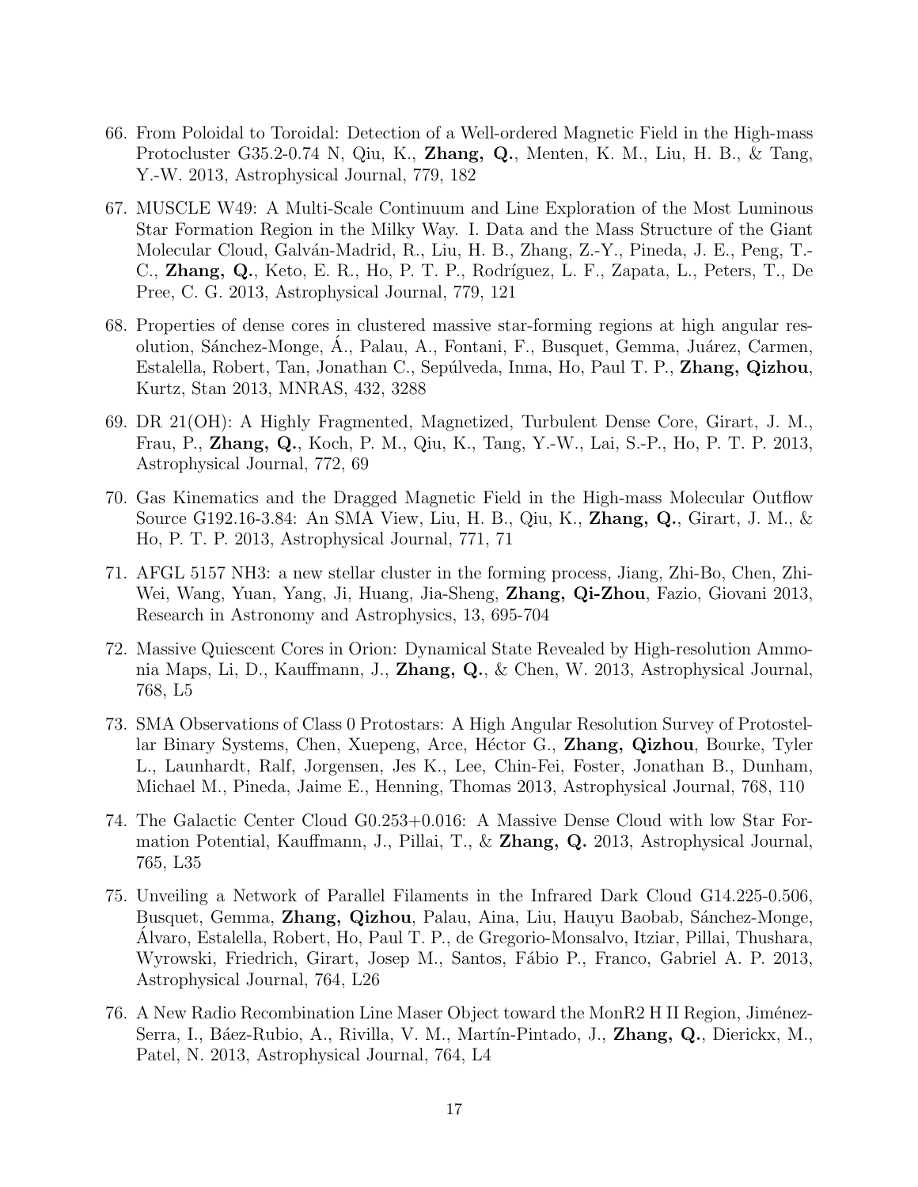66. From Poloidal to Toroidal: Detection of a Well-ordered Magnetic Field in the High-mass Protocluster G35.2-0.74 N, Qiu, K., **Zhang, Q.**, Menten, K. M., Liu, H. B., & Tang, Y.-W. 2013, Astrophysical Journal, 779, 182

67. MUSCLE W49: A Multi-Scale Continuum and Line Exploration of the Most Luminous Star Formation Region in the Milky Way. I. Data and the Mass Structure of the Giant Molecular Cloud, Galván-Madrid, R., Liu, H. B., Zhang, Z.-Y., Pineda, J. E., Peng, T.-C., **Zhang, Q.**, Keto, E. R., Ho, P. T. P., Rodríguez, L. F., Zapata, L., Peters, T., De Pree, C. G. 2013, Astrophysical Journal, 779, 121

68. Properties of dense cores in clustered massive star-forming regions at high angular resolution, Sánchez-Monge, Á., Palau, A., Fontani, F., Busquet, Gemma, Juárez, Carmen, Estalella, Robert, Tan, Jonathan C., Sepúlveda, Inma, Ho, Paul T. P., **Zhang, Qizhou**, Kurtz, Stan 2013, MNRAS, 432, 3288

69. DR 21(OH): A Highly Fragmented, Magnetized, Turbulent Dense Core, Girart, J. M., Frau, P., **Zhang, Q.**, Koch, P. M., Qiu, K., Tang, Y.-W., Lai, S.-P., Ho, P. T. P. 2013, Astrophysical Journal, 772, 69

70. Gas Kinematics and the Dragged Magnetic Field in the High-mass Molecular Outflow Source G192.16-3.84: An SMA View, Liu, H. B., Qiu, K., **Zhang, Q.**, Girart, J. M., & Ho, P. T. P. 2013, Astrophysical Journal, 771, 71

71. AFGL 5157 NH3: a new stellar cluster in the forming process, Jiang, Zhi-Bo, Chen, Zhi-Wei, Wang, Yuan, Yang, Ji, Huang, Jia-Sheng, **Zhang, Qi-Zhou**, Fazio, Giovani 2013, Research in Astronomy and Astrophysics, 13, 695-704

72. Massive Quiescent Cores in Orion: Dynamical State Revealed by High-resolution Ammonia Maps, Li, D., Kauffmann, J., **Zhang, Q.**, & Chen, W. 2013, Astrophysical Journal, 768, L5

73. SMA Observations of Class 0 Protostars: A High Angular Resolution Survey of Protostellar Binary Systems, Chen, Xuepeng, Arce, Héctor G., **Zhang, Qizhou**, Bourke, Tyler L., Launhardt, Ralf, Jorgensen, Jes K., Lee, Chin-Fei, Foster, Jonathan B., Dunham, Michael M., Pineda, Jaime E., Henning, Thomas 2013, Astrophysical Journal, 768, 110

74. The Galactic Center Cloud G0.253+0.016: A Massive Dense Cloud with low Star Formation Potential, Kauffmann, J., Pillai, T., & **Zhang, Q.** 2013, Astrophysical Journal, 765, L35

75. Unveiling a Network of Parallel Filaments in the Infrared Dark Cloud G14.225-0.506, Busquet, Gemma, **Zhang, Qizhou**, Palau, Aina, Liu, Hauyu Baobab, Sánchez-Monge, Álvaro, Estalella, Robert, Ho, Paul T. P., de Gregorio-Monsalvo, Itziar, Pillai, Thushara, Wyrowski, Friedrich, Girart, Josep M., Santos, Fábio P., Franco, Gabriel A. P. 2013, Astrophysical Journal, 764, L26

76. A New Radio Recombination Line Maser Object toward the MonR2 H II Region, Jiménez-Serra, I., Báez-Rubio, A., Rivilla, V. M., Martín-Pintado, J., **Zhang, Q.**, Dierickx, M., Patel, N. 2013, Astrophysical Journal, 764, L4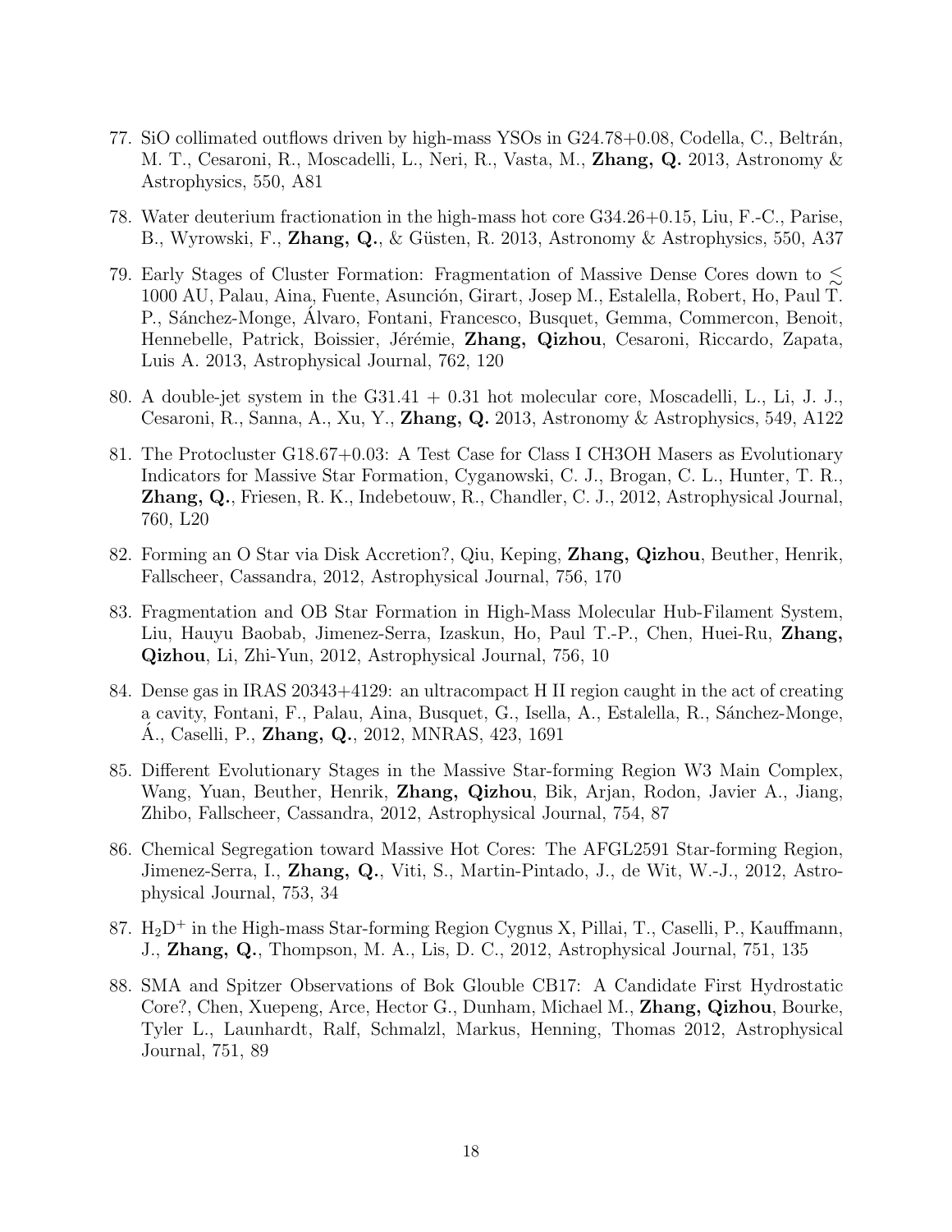77. SiO collimated outflows driven by high-mass YSOs in G24.78+0.08, Codella, C., Beltrán, M. T., Cesaroni, R., Moscadelli, L., Neri, R., Vasta, M., **Zhang, Q.** 2013, Astronomy & Astrophysics, 550, A81

78. Water deuterium fractionation in the high-mass hot core G34.26+0.15, Liu, F.-C., Parise, B., Wyrowski, F., **Zhang, Q.**, & Güsten, R. 2013, Astronomy & Astrophysics, 550, A37

79. Early Stages of Cluster Formation: Fragmentation of Massive Dense Cores down to $\lesssim$ 1000 AU, Palau, Aina, Fuente, Asunción, Girart, Josep M., Estalella, Robert, Ho, Paul T. P., Sánchez-Monge, Álvaro, Fontani, Francesco, Busquet, Gemma, Commercon, Benoit, Hennebelle, Patrick, Boissier, Jérémie, **Zhang, Qizhou**, Cesaroni, Riccardo, Zapata, Luis A. 2013, Astrophysical Journal, 762, 120

80. A double-jet system in the G31.41 + 0.31 hot molecular core, Moscadelli, L., Li, J. J., Cesaroni, R., Sanna, A., Xu, Y., **Zhang, Q.** 2013, Astronomy & Astrophysics, 549, A122

81. The Protocluster G18.67+0.03: A Test Case for Class I CH3OH Masers as Evolutionary Indicators for Massive Star Formation, Cyganowski, C. J., Brogan, C. L., Hunter, T. R., **Zhang, Q.**, Friesen, R. K., Indebetouw, R., Chandler, C. J., 2012, Astrophysical Journal, 760, L20

82. Forming an O Star via Disk Accretion?, Qiu, Keping, **Zhang, Qizhou**, Beuther, Henrik, Fallscheer, Cassandra, 2012, Astrophysical Journal, 756, 170

83. Fragmentation and OB Star Formation in High-Mass Molecular Hub-Filament System, Liu, Hauyu Baobab, Jimenez-Serra, Izaskun, Ho, Paul T.-P., Chen, Huei-Ru, **Zhang, Qizhou**, Li, Zhi-Yun, 2012, Astrophysical Journal, 756, 10

84. Dense gas in IRAS 20343+4129: an ultracompact H II region caught in the act of creating a cavity, Fontani, F., Palau, Aina, Busquet, G., Isella, A., Estalella, R., Sánchez-Monge, Á., Caselli, P., **Zhang, Q.**, 2012, MNRAS, 423, 1691

85. Different Evolutionary Stages in the Massive Star-forming Region W3 Main Complex, Wang, Yuan, Beuther, Henrik, **Zhang, Qizhou**, Bik, Arjan, Rodon, Javier A., Jiang, Zhibo, Fallscheer, Cassandra, 2012, Astrophysical Journal, 754, 87

86. Chemical Segregation toward Massive Hot Cores: The AFGL2591 Star-forming Region, Jimenez-Serra, I., **Zhang, Q.**, Viti, S., Martin-Pintado, J., de Wit, W.-J., 2012, Astrophysical Journal, 753, 34

87. $H_2D^+$ in the High-mass Star-forming Region Cygnus X, Pillai, T., Caselli, P., Kauffmann, J., **Zhang, Q.**, Thompson, M. A., Lis, D. C., 2012, Astrophysical Journal, 751, 135

88. SMA and Spitzer Observations of Bok Glouble CB17: A Candidate First Hydrostatic Core?, Chen, Xuepeng, Arce, Hector G., Dunham, Michael M., **Zhang, Qizhou**, Bourke, Tyler L., Launhardt, Ralf, Schmalzl, Markus, Henning, Thomas 2012, Astrophysical Journal, 751, 89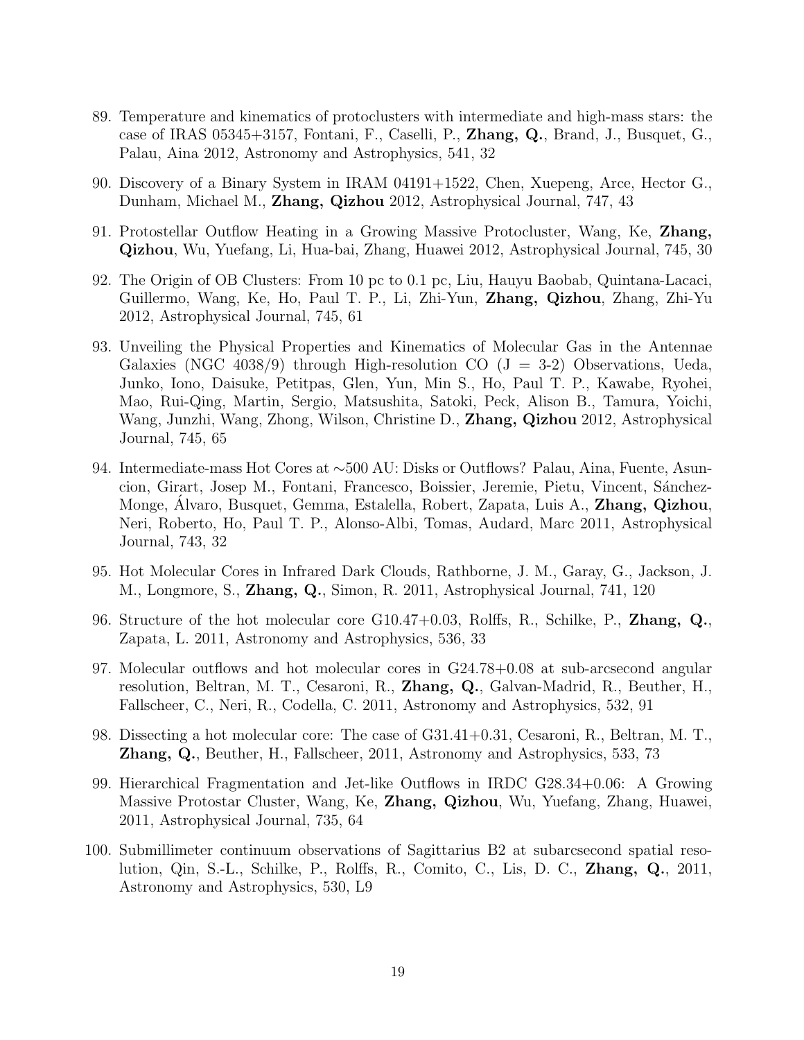89. Temperature and kinematics of protoclusters with intermediate and high-mass stars: the case of IRAS 05345+3157, Fontani, F., Caselli, P., **Zhang, Q.**, Brand, J., Busquet, G., Palau, Aina 2012, Astronomy and Astrophysics, 541, 32

90. Discovery of a Binary System in IRAM 04191+1522, Chen, Xuepeng, Arce, Hector G., Dunham, Michael M., **Zhang, Qizhou** 2012, Astrophysical Journal, 747, 43

91. Protostellar Outflow Heating in a Growing Massive Protocluster, Wang, Ke, **Zhang, Qizhou**, Wu, Yuefang, Li, Hua-bai, Zhang, Huawei 2012, Astrophysical Journal, 745, 30

92. The Origin of OB Clusters: From 10 pc to 0.1 pc, Liu, Hauyu Baobab, Quintana-Lacaci, Guillermo, Wang, Ke, Ho, Paul T. P., Li, Zhi-Yun, **Zhang, Qizhou**, Zhang, Zhi-Yu 2012, Astrophysical Journal, 745, 61

93. Unveiling the Physical Properties and Kinematics of Molecular Gas in the Antennae Galaxies (NGC 4038/9) through High-resolution CO (J = 3-2) Observations, Ueda, Junko, Iono, Daisuke, Petitpas, Glen, Yun, Min S., Ho, Paul T. P., Kawabe, Ryohei, Mao, Rui-Qing, Martin, Sergio, Matsushita, Satoki, Peck, Alison B., Tamura, Yoichi, Wang, Junzhi, Wang, Zhong, Wilson, Christine D., **Zhang, Qizhou** 2012, Astrophysical Journal, 745, 65

94. Intermediate-mass Hot Cores at ∼500 AU: Disks or Outflows? Palau, Aina, Fuente, Asuncion, Girart, Josep M., Fontani, Francesco, Boissier, Jeremie, Pietu, Vincent, Sánchez-Monge, Álvaro, Busquet, Gemma, Estalella, Robert, Zapata, Luis A., **Zhang, Qizhou**, Neri, Roberto, Ho, Paul T. P., Alonso-Albi, Tomas, Audard, Marc 2011, Astrophysical Journal, 743, 32

95. Hot Molecular Cores in Infrared Dark Clouds, Rathborne, J. M., Garay, G., Jackson, J. M., Longmore, S., **Zhang, Q.**, Simon, R. 2011, Astrophysical Journal, 741, 120

96. Structure of the hot molecular core G10.47+0.03, Rolffs, R., Schilke, P., **Zhang, Q.**, Zapata, L. 2011, Astronomy and Astrophysics, 536, 33

97. Molecular outflows and hot molecular cores in G24.78+0.08 at sub-arcsecond angular resolution, Beltran, M. T., Cesaroni, R., **Zhang, Q.**, Galvan-Madrid, R., Beuther, H., Fallscheer, C., Neri, R., Codella, C. 2011, Astronomy and Astrophysics, 532, 91

98. Dissecting a hot molecular core: The case of G31.41+0.31, Cesaroni, R., Beltran, M. T., **Zhang, Q.**, Beuther, H., Fallscheer, 2011, Astronomy and Astrophysics, 533, 73

99. Hierarchical Fragmentation and Jet-like Outflows in IRDC G28.34+0.06: A Growing Massive Protostar Cluster, Wang, Ke, **Zhang, Qizhou**, Wu, Yuefang, Zhang, Huawei, 2011, Astrophysical Journal, 735, 64

100. Submillimeter continuum observations of Sagittarius B2 at subarcsecond spatial resolution, Qin, S.-L., Schilke, P., Rolffs, R., Comito, C., Lis, D. C., **Zhang, Q.**, 2011, Astronomy and Astrophysics, 530, L9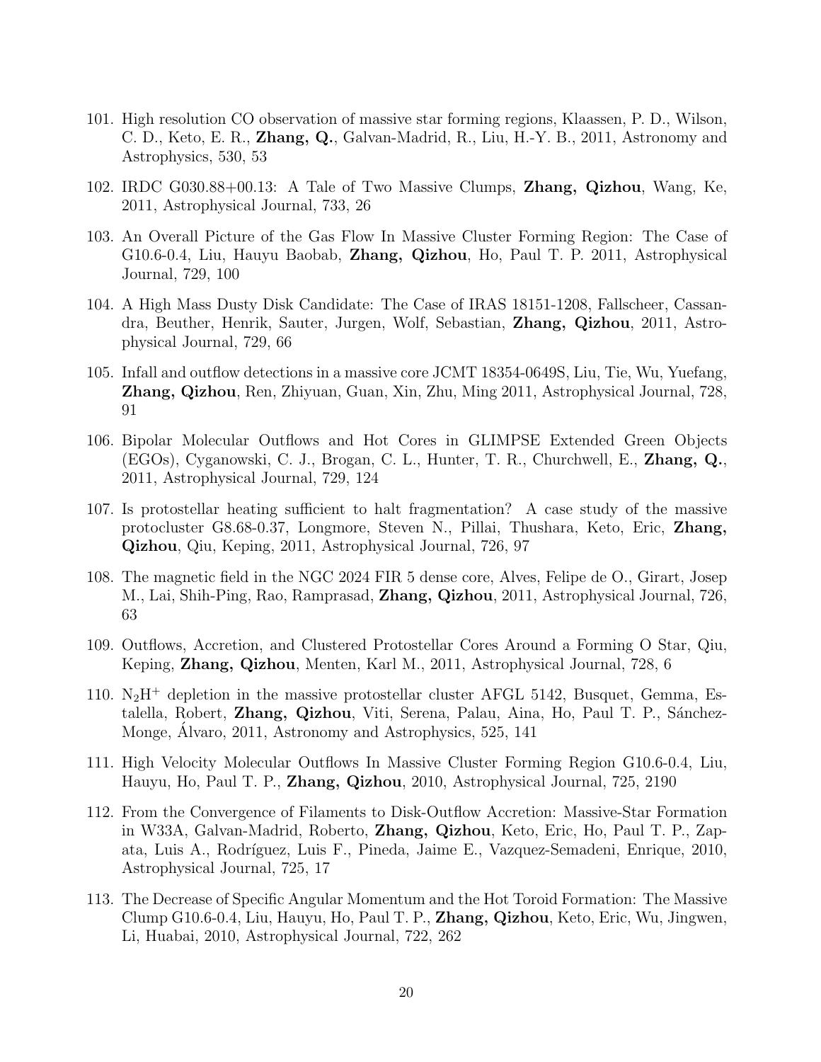101. High resolution CO observation of massive star forming regions, Klaassen, P. D., Wilson, C. D., Keto, E. R., **Zhang, Q.**, Galvan-Madrid, R., Liu, H.-Y. B., 2011, Astronomy and Astrophysics, 530, 53

102. IRDC G030.88+00.13: A Tale of Two Massive Clumps, **Zhang, Qizhou**, Wang, Ke, 2011, Astrophysical Journal, 733, 26

103. An Overall Picture of the Gas Flow In Massive Cluster Forming Region: The Case of G10.6-0.4, Liu, Hauyu Baobab, **Zhang, Qizhou**, Ho, Paul T. P. 2011, Astrophysical Journal, 729, 100

104. A High Mass Dusty Disk Candidate: The Case of IRAS 18151-1208, Fallscheer, Cassandra, Beuther, Henrik, Sauter, Jurgen, Wolf, Sebastian, **Zhang, Qizhou**, 2011, Astrophysical Journal, 729, 66

105. Infall and outflow detections in a massive core JCMT 18354-0649S, Liu, Tie, Wu, Yuefang, **Zhang, Qizhou**, Ren, Zhiyuan, Guan, Xin, Zhu, Ming 2011, Astrophysical Journal, 728, 91

106. Bipolar Molecular Outflows and Hot Cores in GLIMPSE Extended Green Objects (EGOs), Cyganowski, C. J., Brogan, C. L., Hunter, T. R., Churchwell, E., **Zhang, Q.**, 2011, Astrophysical Journal, 729, 124

107. Is protostellar heating sufficient to halt fragmentation? A case study of the massive protocluster G8.68-0.37, Longmore, Steven N., Pillai, Thushara, Keto, Eric, **Zhang, Qizhou**, Qiu, Keping, 2011, Astrophysical Journal, 726, 97

108. The magnetic field in the NGC 2024 FIR 5 dense core, Alves, Felipe de O., Girart, Josep M., Lai, Shih-Ping, Rao, Ramprasad, **Zhang, Qizhou**, 2011, Astrophysical Journal, 726, 63

109. Outflows, Accretion, and Clustered Protostellar Cores Around a Forming O Star, Qiu, Keping, **Zhang, Qizhou**, Menten, Karl M., 2011, Astrophysical Journal, 728, 6

110. $N_2H^+$ depletion in the massive protostellar cluster AFGL 5142, Busquet, Gemma, Estalella, Robert, **Zhang, Qizhou**, Viti, Serena, Palau, Aina, Ho, Paul T. P., Sánchez-Monge, Álvaro, 2011, Astronomy and Astrophysics, 525, 141

111. High Velocity Molecular Outflows In Massive Cluster Forming Region G10.6-0.4, Liu, Hauyu, Ho, Paul T. P., **Zhang, Qizhou**, 2010, Astrophysical Journal, 725, 2190

112. From the Convergence of Filaments to Disk-Outflow Accretion: Massive-Star Formation in W33A, Galvan-Madrid, Roberto, **Zhang, Qizhou**, Keto, Eric, Ho, Paul T. P., Zapata, Luis A., Rodríguez, Luis F., Pineda, Jaime E., Vazquez-Semadeni, Enrique, 2010, Astrophysical Journal, 725, 17

113. The Decrease of Specific Angular Momentum and the Hot Toroid Formation: The Massive Clump G10.6-0.4, Liu, Hauyu, Ho, Paul T. P., **Zhang, Qizhou**, Keto, Eric, Wu, Jingwen, Li, Huabai, 2010, Astrophysical Journal, 722, 262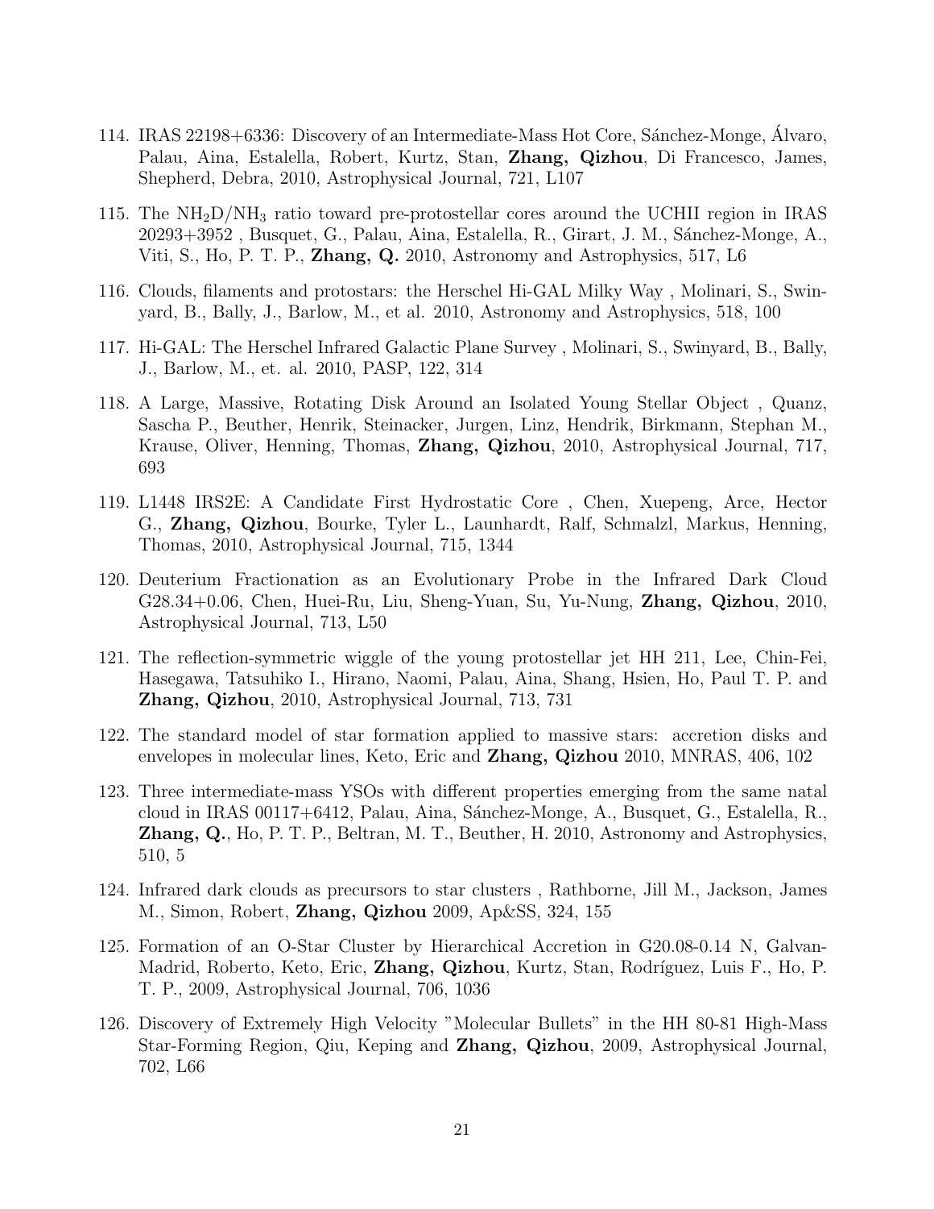114. IRAS 22198+6336: Discovery of an Intermediate-Mass Hot Core, Sánchez-Monge, Álvaro, Palau, Aina, Estalella, Robert, Kurtz, Stan, **Zhang, Qizhou**, Di Francesco, James, Shepherd, Debra, 2010, Astrophysical Journal, 721, L107

115. The $NH_2D/NH_3$ ratio toward pre-protostellar cores around the UCHII region in IRAS 20293+3952 , Busquet, G., Palau, Aina, Estalella, R., Girart, J. M., Sánchez-Monge, A., Viti, S., Ho, P. T. P., **Zhang, Q.** 2010, Astronomy and Astrophysics, 517, L6

116. Clouds, filaments and protostars: the Herschel Hi-GAL Milky Way , Molinari, S., Swinyard, B., Bally, J., Barlow, M., et al. 2010, Astronomy and Astrophysics, 518, 100

117. Hi-GAL: The Herschel Infrared Galactic Plane Survey , Molinari, S., Swinyard, B., Bally, J., Barlow, M., et. al. 2010, PASP, 122, 314

118. A Large, Massive, Rotating Disk Around an Isolated Young Stellar Object , Quanz, Sascha P., Beuther, Henrik, Steinacker, Jurgen, Linz, Hendrik, Birkmann, Stephan M., Krause, Oliver, Henning, Thomas, **Zhang, Qizhou**, 2010, Astrophysical Journal, 717, 693

119. L1448 IRS2E: A Candidate First Hydrostatic Core , Chen, Xuepeng, Arce, Hector G., **Zhang, Qizhou**, Bourke, Tyler L., Launhardt, Ralf, Schmalzl, Markus, Henning, Thomas, 2010, Astrophysical Journal, 715, 1344

120. Deuterium Fractionation as an Evolutionary Probe in the Infrared Dark Cloud G28.34+0.06, Chen, Huei-Ru, Liu, Sheng-Yuan, Su, Yu-Nung, **Zhang, Qizhou**, 2010, Astrophysical Journal, 713, L50

121. The reflection-symmetric wiggle of the young protostellar jet HH 211, Lee, Chin-Fei, Hasegawa, Tatsuhiko I., Hirano, Naomi, Palau, Aina, Shang, Hsien, Ho, Paul T. P. and **Zhang, Qizhou**, 2010, Astrophysical Journal, 713, 731

122. The standard model of star formation applied to massive stars: accretion disks and envelopes in molecular lines, Keto, Eric and **Zhang, Qizhou** 2010, MNRAS, 406, 102

123. Three intermediate-mass YSOs with different properties emerging from the same natal cloud in IRAS 00117+6412, Palau, Aina, Sánchez-Monge, A., Busquet, G., Estalella, R., **Zhang, Q.**, Ho, P. T. P., Beltran, M. T., Beuther, H. 2010, Astronomy and Astrophysics, 510, 5

124. Infrared dark clouds as precursors to star clusters , Rathborne, Jill M., Jackson, James M., Simon, Robert, **Zhang, Qizhou** 2009, Ap&SS, 324, 155

125. Formation of an O-Star Cluster by Hierarchical Accretion in G20.08-0.14 N, Galvan-Madrid, Roberto, Keto, Eric, **Zhang, Qizhou**, Kurtz, Stan, Rodríguez, Luis F., Ho, P. T. P., 2009, Astrophysical Journal, 706, 1036

126. Discovery of Extremely High Velocity "Molecular Bullets" in the HH 80-81 High-Mass Star-Forming Region, Qiu, Keping and **Zhang, Qizhou**, 2009, Astrophysical Journal, 702, L66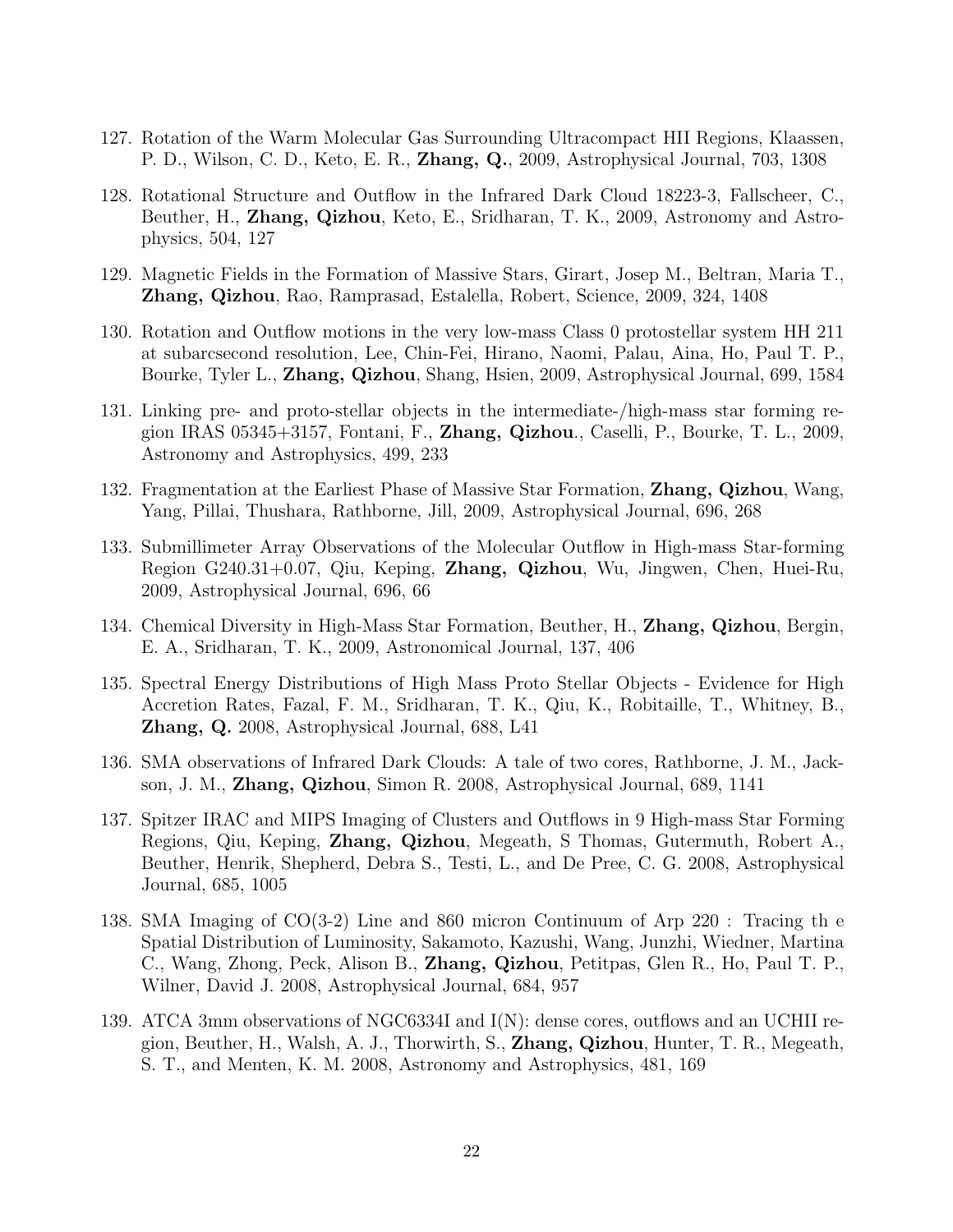127. Rotation of the Warm Molecular Gas Surrounding Ultracompact HII Regions, Klaassen, P. D., Wilson, C. D., Keto, E. R., **Zhang, Q.**, 2009, Astrophysical Journal, 703, 1308

128. Rotational Structure and Outflow in the Infrared Dark Cloud 18223-3, Fallscheer, C., Beuther, H., **Zhang, Qizhou**, Keto, E., Sridharan, T. K., 2009, Astronomy and Astrophysics, 504, 127

129. Magnetic Fields in the Formation of Massive Stars, Girart, Josep M., Beltran, Maria T., **Zhang, Qizhou**, Rao, Ramprasad, Estalella, Robert, Science, 2009, 324, 1408

130. Rotation and Outflow motions in the very low-mass Class 0 protostellar system HH 211 at subarcsecond resolution, Lee, Chin-Fei, Hirano, Naomi, Palau, Aina, Ho, Paul T. P., Bourke, Tyler L., **Zhang, Qizhou**, Shang, Hsien, 2009, Astrophysical Journal, 699, 1584

131. Linking pre- and proto-stellar objects in the intermediate-/high-mass star forming region IRAS 05345+3157, Fontani, F., **Zhang, Qizhou**., Caselli, P., Bourke, T. L., 2009, Astronomy and Astrophysics, 499, 233

132. Fragmentation at the Earliest Phase of Massive Star Formation, **Zhang, Qizhou**, Wang, Yang, Pillai, Thushara, Rathborne, Jill, 2009, Astrophysical Journal, 696, 268

133. Submillimeter Array Observations of the Molecular Outflow in High-mass Star-forming Region G240.31+0.07, Qiu, Keping, **Zhang, Qizhou**, Wu, Jingwen, Chen, Huei-Ru, 2009, Astrophysical Journal, 696, 66

134. Chemical Diversity in High-Mass Star Formation, Beuther, H., **Zhang, Qizhou**, Bergin, E. A., Sridharan, T. K., 2009, Astronomical Journal, 137, 406

135. Spectral Energy Distributions of High Mass Proto Stellar Objects - Evidence for High Accretion Rates, Fazal, F. M., Sridharan, T. K., Qiu, K., Robitaille, T., Whitney, B., **Zhang, Q.** 2008, Astrophysical Journal, 688, L41

136. SMA observations of Infrared Dark Clouds: A tale of two cores, Rathborne, J. M., Jackson, J. M., **Zhang, Qizhou**, Simon R. 2008, Astrophysical Journal, 689, 1141

137. Spitzer IRAC and MIPS Imaging of Clusters and Outflows in 9 High-mass Star Forming Regions, Qiu, Keping, **Zhang, Qizhou**, Megeath, S Thomas, Gutermuth, Robert A., Beuther, Henrik, Shepherd, Debra S., Testi, L., and De Pree, C. G. 2008, Astrophysical Journal, 685, 1005

138. SMA Imaging of CO(3-2) Line and 860 micron Continuum of Arp 220 : Tracing th e Spatial Distribution of Luminosity, Sakamoto, Kazushi, Wang, Junzhi, Wiedner, Martina C., Wang, Zhong, Peck, Alison B., **Zhang, Qizhou**, Petitpas, Glen R., Ho, Paul T. P., Wilner, David J. 2008, Astrophysical Journal, 684, 957

139. ATCA 3mm observations of NGC6334I and I(N): dense cores, outflows and an UCHII region, Beuther, H., Walsh, A. J., Thorwirth, S., **Zhang, Qizhou**, Hunter, T. R., Megeath, S. T., and Menten, K. M. 2008, Astronomy and Astrophysics, 481, 169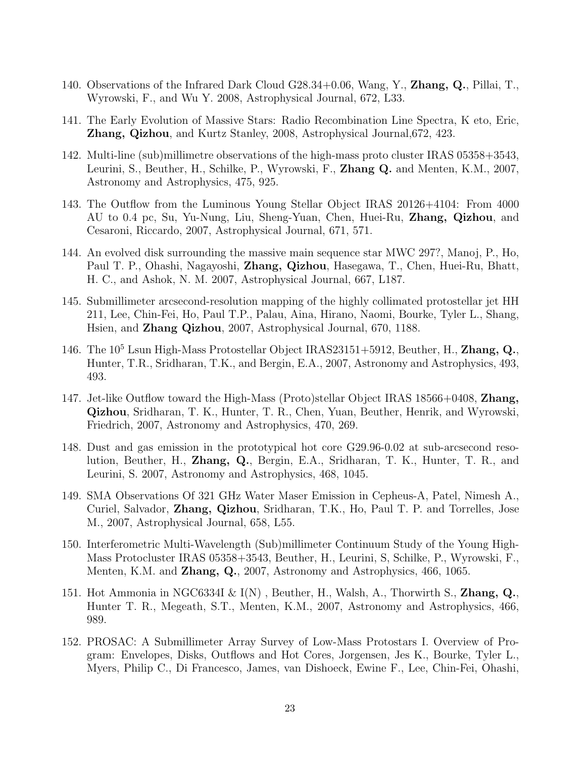140. Observations of the Infrared Dark Cloud G28.34+0.06, Wang, Y., **Zhang, Q.**, Pillai, T., Wyrowski, F., and Wu Y. 2008, Astrophysical Journal, 672, L33.

141. The Early Evolution of Massive Stars: Radio Recombination Line Spectra, K eto, Eric, **Zhang, Qizhou**, and Kurtz Stanley, 2008, Astrophysical Journal,672, 423.

142. Multi-line (sub)millimetre observations of the high-mass proto cluster IRAS 05358+3543, Leurini, S., Beuther, H., Schilke, P., Wyrowski, F., **Zhang Q.** and Menten, K.M., 2007, Astronomy and Astrophysics, 475, 925.

143. The Outflow from the Luminous Young Stellar Object IRAS 20126+4104: From 4000 AU to 0.4 pc, Su, Yu-Nung, Liu, Sheng-Yuan, Chen, Huei-Ru, **Zhang, Qizhou**, and Cesaroni, Riccardo, 2007, Astrophysical Journal, 671, 571.

144. An evolved disk surrounding the massive main sequence star MWC 297?, Manoj, P., Ho, Paul T. P., Ohashi, Nagayoshi, **Zhang, Qizhou**, Hasegawa, T., Chen, Huei-Ru, Bhatt, H. C., and Ashok, N. M. 2007, Astrophysical Journal, 667, L187.

145. Submillimeter arcsecond-resolution mapping of the highly collimated protostellar jet HH 211, Lee, Chin-Fei, Ho, Paul T.P., Palau, Aina, Hirano, Naomi, Bourke, Tyler L., Shang, Hsien, and **Zhang Qizhou**, 2007, Astrophysical Journal, 670, 1188.

146. The $10^5$ Lsun High-Mass Protostellar Object IRAS23151+5912, Beuther, H., **Zhang, Q.**, Hunter, T.R., Sridharan, T.K., and Bergin, E.A., 2007, Astronomy and Astrophysics, 493, 493.

147. Jet-like Outflow toward the High-Mass (Proto)stellar Object IRAS 18566+0408, **Zhang, Qizhou**, Sridharan, T. K., Hunter, T. R., Chen, Yuan, Beuther, Henrik, and Wyrowski, Friedrich, 2007, Astronomy and Astrophysics, 470, 269.

148. Dust and gas emission in the prototypical hot core G29.96-0.02 at sub-arcsecond resolution, Beuther, H., **Zhang, Q.**, Bergin, E.A., Sridharan, T. K., Hunter, T. R., and Leurini, S. 2007, Astronomy and Astrophysics, 468, 1045.

149. SMA Observations Of 321 GHz Water Maser Emission in Cepheus-A, Patel, Nimesh A., Curiel, Salvador, **Zhang, Qizhou**, Sridharan, T.K., Ho, Paul T. P. and Torrelles, Jose M., 2007, Astrophysical Journal, 658, L55.

150. Interferometric Multi-Wavelength (Sub)millimeter Continuum Study of the Young High-Mass Protocluster IRAS 05358+3543, Beuther, H., Leurini, S, Schilke, P., Wyrowski, F., Menten, K.M. and **Zhang, Q.**, 2007, Astronomy and Astrophysics, 466, 1065.

151. Hot Ammonia in NGC6334I & I(N) , Beuther, H., Walsh, A., Thorwirth S., **Zhang, Q.**, Hunter T. R., Megeath, S.T., Menten, K.M., 2007, Astronomy and Astrophysics, 466, 989.

152. PROSAC: A Submillimeter Array Survey of Low-Mass Protostars I. Overview of Program: Envelopes, Disks, Outflows and Hot Cores, Jorgensen, Jes K., Bourke, Tyler L., Myers, Philip C., Di Francesco, James, van Dishoeck, Ewine F., Lee, Chin-Fei, Ohashi,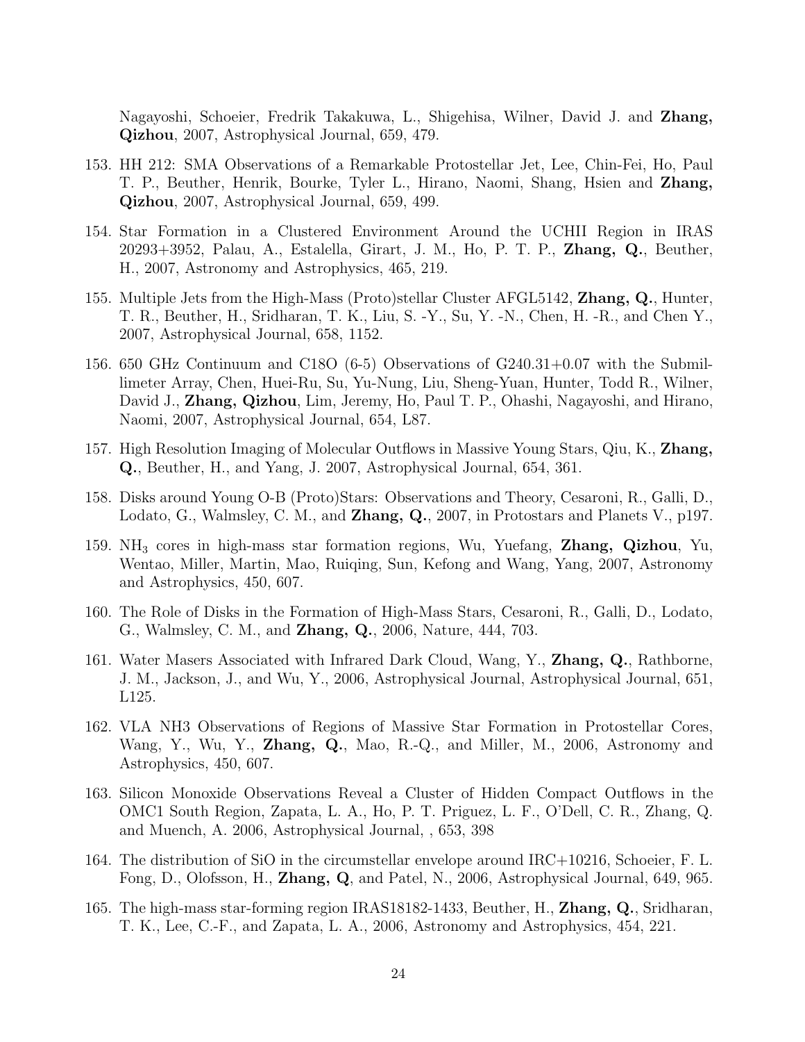Nagayoshi, Schoeier, Fredrik Takakuwa, L., Shigehisa, Wilner, David J. and **Zhang, Qizhou**, 2007, Astrophysical Journal, 659, 479.

153. HH 212: SMA Observations of a Remarkable Protostellar Jet, Lee, Chin-Fei, Ho, Paul T. P., Beuther, Henrik, Bourke, Tyler L., Hirano, Naomi, Shang, Hsien and **Zhang, Qizhou**, 2007, Astrophysical Journal, 659, 499.

154. Star Formation in a Clustered Environment Around the UCHII Region in IRAS 20293+3952, Palau, A., Estalella, Girart, J. M., Ho, P. T. P., **Zhang, Q.**, Beuther, H., 2007, Astronomy and Astrophysics, 465, 219.

155. Multiple Jets from the High-Mass (Proto)stellar Cluster AFGL5142, **Zhang, Q.**, Hunter, T. R., Beuther, H., Sridharan, T. K., Liu, S. -Y., Su, Y. -N., Chen, H. -R., and Chen Y., 2007, Astrophysical Journal, 658, 1152.

156. 650 GHz Continuum and C18O (6-5) Observations of G240.31+0.07 with the Submillimeter Array, Chen, Huei-Ru, Su, Yu-Nung, Liu, Sheng-Yuan, Hunter, Todd R., Wilner, David J., **Zhang, Qizhou**, Lim, Jeremy, Ho, Paul T. P., Ohashi, Nagayoshi, and Hirano, Naomi, 2007, Astrophysical Journal, 654, L87.

157. High Resolution Imaging of Molecular Outflows in Massive Young Stars, Qiu, K., **Zhang, Q.**, Beuther, H., and Yang, J. 2007, Astrophysical Journal, 654, 361.

158. Disks around Young O-B (Proto)Stars: Observations and Theory, Cesaroni, R., Galli, D., Lodato, G., Walmsley, C. M., and **Zhang, Q.**, 2007, in Protostars and Planets V., p197.

159. $NH_3$ cores in high-mass star formation regions, Wu, Yuefang, **Zhang, Qizhou**, Yu, Wentao, Miller, Martin, Mao, Ruiqing, Sun, Kefong and Wang, Yang, 2007, Astronomy and Astrophysics, 450, 607.

160. The Role of Disks in the Formation of High-Mass Stars, Cesaroni, R., Galli, D., Lodato, G., Walmsley, C. M., and **Zhang, Q.**, 2006, Nature, 444, 703.

161. Water Masers Associated with Infrared Dark Cloud, Wang, Y., **Zhang, Q.**, Rathborne, J. M., Jackson, J., and Wu, Y., 2006, Astrophysical Journal, Astrophysical Journal, 651, L125.

162. VLA NH3 Observations of Regions of Massive Star Formation in Protostellar Cores, Wang, Y., Wu, Y., **Zhang, Q.**, Mao, R.-Q., and Miller, M., 2006, Astronomy and Astrophysics, 450, 607.

163. Silicon Monoxide Observations Reveal a Cluster of Hidden Compact Outflows in the OMC1 South Region, Zapata, L. A., Ho, P. T. Priguez, L. F., O'Dell, C. R., Zhang, Q. and Muench, A. 2006, Astrophysical Journal, , 653, 398

164. The distribution of SiO in the circumstellar envelope around IRC+10216, Schoeier, F. L. Fong, D., Olofsson, H., **Zhang, Q**, and Patel, N., 2006, Astrophysical Journal, 649, 965.

165. The high-mass star-forming region IRAS18182-1433, Beuther, H., **Zhang, Q.**, Sridharan, T. K., Lee, C.-F., and Zapata, L. A., 2006, Astronomy and Astrophysics, 454, 221.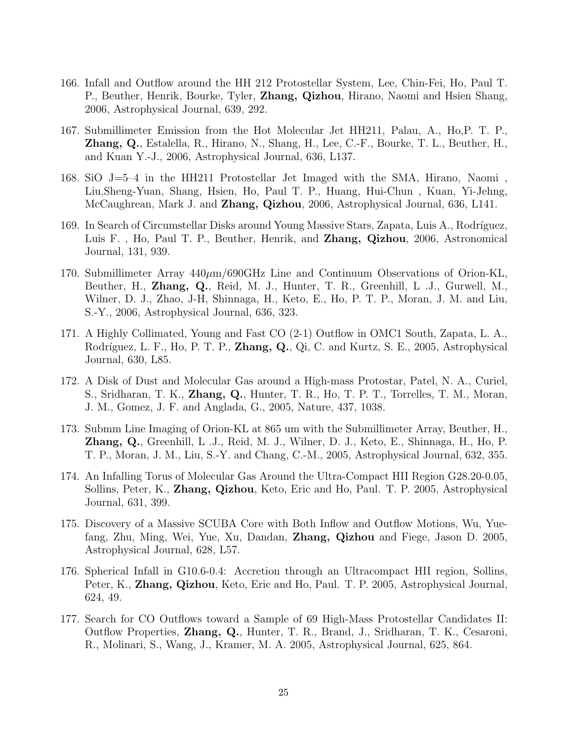166. Infall and Outflow around the HH 212 Protostellar System, Lee, Chin-Fei, Ho, Paul T. P., Beuther, Henrik, Bourke, Tyler, **Zhang, Qizhou**, Hirano, Naomi and Hsien Shang, 2006, Astrophysical Journal, 639, 292.

167. Submillimeter Emission from the Hot Molecular Jet HH211, Palau, A., Ho,P. T. P., **Zhang, Q.**, Estalella, R., Hirano, N., Shang, H., Lee, C.-F., Bourke, T. L., Beuther, H., and Kuan Y.-J., 2006, Astrophysical Journal, 636, L137.

168. SiO J=5–4 in the HH211 Protostellar Jet Imaged with the SMA, Hirano, Naomi , Liu,Sheng-Yuan, Shang, Hsien, Ho, Paul T. P., Huang, Hui-Chun , Kuan, Yi-Jehng, McCaughrean, Mark J. and **Zhang, Qizhou**, 2006, Astrophysical Journal, 636, L141.

169. In Search of Circumstellar Disks around Young Massive Stars, Zapata, Luis A., Rodríguez, Luis F. , Ho, Paul T. P., Beuther, Henrik, and **Zhang, Qizhou**, 2006, Astronomical Journal, 131, 939.

170. Submillimeter Array 440$\mu$m/690GHz Line and Continuum Observations of Orion-KL, Beuther, H., **Zhang, Q.**, Reid, M. J., Hunter, T. R., Greenhill, L .J., Gurwell, M., Wilner, D. J., Zhao, J-H, Shinnaga, H., Keto, E., Ho, P. T. P., Moran, J. M. and Liu, S.-Y., 2006, Astrophysical Journal, 636, 323.

171. A Highly Collimated, Young and Fast CO (2-1) Outflow in OMC1 South, Zapata, L. A., Rodríguez, L. F., Ho, P. T. P., **Zhang, Q.**, Qi, C. and Kurtz, S. E., 2005, Astrophysical Journal, 630, L85.

172. A Disk of Dust and Molecular Gas around a High-mass Protostar, Patel, N. A., Curiel, S., Sridharan, T. K., **Zhang, Q.**, Hunter, T. R., Ho, T. P. T., Torrelles, T. M., Moran, J. M., Gomez, J. F. and Anglada, G., 2005, Nature, 437, 1038.

173. Submm Line Imaging of Orion-KL at 865 um with the Submillimeter Array, Beuther, H., **Zhang, Q.**, Greenhill, L .J., Reid, M. J., Wilner, D. J., Keto, E., Shinnaga, H., Ho, P. T. P., Moran, J. M., Liu, S.-Y. and Chang, C.-M., 2005, Astrophysical Journal, 632, 355.

174. An Infalling Torus of Molecular Gas Around the Ultra-Compact HII Region G28.20-0.05, Sollins, Peter, K., **Zhang, Qizhou**, Keto, Eric and Ho, Paul. T. P. 2005, Astrophysical Journal, 631, 399.

175. Discovery of a Massive SCUBA Core with Both Inflow and Outflow Motions, Wu, Yuefang, Zhu, Ming, Wei, Yue, Xu, Dandan, **Zhang, Qizhou** and Fiege, Jason D. 2005, Astrophysical Journal, 628, L57.

176. Spherical Infall in G10.6-0.4: Accretion through an Ultracompact HII region, Sollins, Peter, K., **Zhang, Qizhou**, Keto, Eric and Ho, Paul. T. P. 2005, Astrophysical Journal, 624, 49.

177. Search for CO Outflows toward a Sample of 69 High-Mass Protostellar Candidates II: Outflow Properties, **Zhang, Q.**, Hunter, T. R., Brand, J., Sridharan, T. K., Cesaroni, R., Molinari, S., Wang, J., Kramer, M. A. 2005, Astrophysical Journal, 625, 864.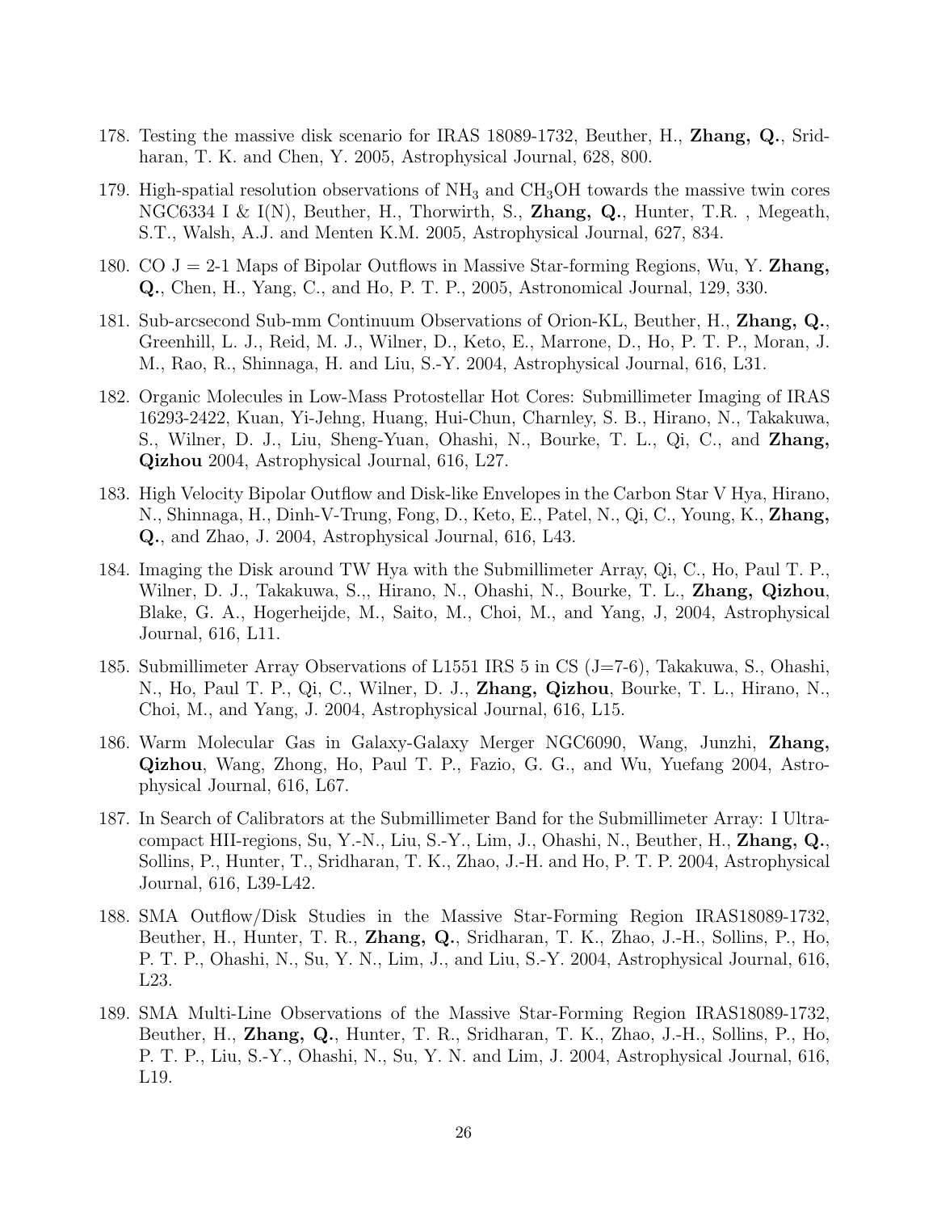178. Testing the massive disk scenario for IRAS 18089-1732, Beuther, H., **Zhang, Q.**, Sridharan, T. K. and Chen, Y. 2005, Astrophysical Journal, 628, 800.

179. High-spatial resolution observations of $NH_3$ and $CH_3OH$ towards the massive twin cores NGC6334 I & I(N), Beuther, H., Thorwirth, S., **Zhang, Q.**, Hunter, T.R. , Megeath, S.T., Walsh, A.J. and Menten K.M. 2005, Astrophysical Journal, 627, 834.

180. CO J = 2-1 Maps of Bipolar Outflows in Massive Star-forming Regions, Wu, Y. **Zhang, Q.**, Chen, H., Yang, C., and Ho, P. T. P., 2005, Astronomical Journal, 129, 330.

181. Sub-arcsecond Sub-mm Continuum Observations of Orion-KL, Beuther, H., **Zhang, Q.**, Greenhill, L. J., Reid, M. J., Wilner, D., Keto, E., Marrone, D., Ho, P. T. P., Moran, J. M., Rao, R., Shinnaga, H. and Liu, S.-Y. 2004, Astrophysical Journal, 616, L31.

182. Organic Molecules in Low-Mass Protostellar Hot Cores: Submillimeter Imaging of IRAS 16293-2422, Kuan, Yi-Jehng, Huang, Hui-Chun, Charnley, S. B., Hirano, N., Takakuwa, S., Wilner, D. J., Liu, Sheng-Yuan, Ohashi, N., Bourke, T. L., Qi, C., and **Zhang, Qizhou** 2004, Astrophysical Journal, 616, L27.

183. High Velocity Bipolar Outflow and Disk-like Envelopes in the Carbon Star V Hya, Hirano, N., Shinnaga, H., Dinh-V-Trung, Fong, D., Keto, E., Patel, N., Qi, C., Young, K., **Zhang, Q.**, and Zhao, J. 2004, Astrophysical Journal, 616, L43.

184. Imaging the Disk around TW Hya with the Submillimeter Array, Qi, C., Ho, Paul T. P., Wilner, D. J., Takakuwa, S.,, Hirano, N., Ohashi, N., Bourke, T. L., **Zhang, Qizhou**, Blake, G. A., Hogerheijde, M., Saito, M., Choi, M., and Yang, J, 2004, Astrophysical Journal, 616, L11.

185. Submillimeter Array Observations of L1551 IRS 5 in CS (J=7-6), Takakuwa, S., Ohashi, N., Ho, Paul T. P., Qi, C., Wilner, D. J., **Zhang, Qizhou**, Bourke, T. L., Hirano, N., Choi, M., and Yang, J. 2004, Astrophysical Journal, 616, L15.

186. Warm Molecular Gas in Galaxy-Galaxy Merger NGC6090, Wang, Junzhi, **Zhang, Qizhou**, Wang, Zhong, Ho, Paul T. P., Fazio, G. G., and Wu, Yuefang 2004, Astrophysical Journal, 616, L67.

187. In Search of Calibrators at the Submillimeter Band for the Submillimeter Array: I Ultracompact HII-regions, Su, Y.-N., Liu, S.-Y., Lim, J., Ohashi, N., Beuther, H., **Zhang, Q.**, Sollins, P., Hunter, T., Sridharan, T. K., Zhao, J.-H. and Ho, P. T. P. 2004, Astrophysical Journal, 616, L39-L42.

188. SMA Outflow/Disk Studies in the Massive Star-Forming Region IRAS18089-1732, Beuther, H., Hunter, T. R., **Zhang, Q.**, Sridharan, T. K., Zhao, J.-H., Sollins, P., Ho, P. T. P., Ohashi, N., Su, Y. N., Lim, J., and Liu, S.-Y. 2004, Astrophysical Journal, 616, L23.

189. SMA Multi-Line Observations of the Massive Star-Forming Region IRAS18089-1732, Beuther, H., **Zhang, Q.**, Hunter, T. R., Sridharan, T. K., Zhao, J.-H., Sollins, P., Ho, P. T. P., Liu, S.-Y., Ohashi, N., Su, Y. N. and Lim, J. 2004, Astrophysical Journal, 616, L19.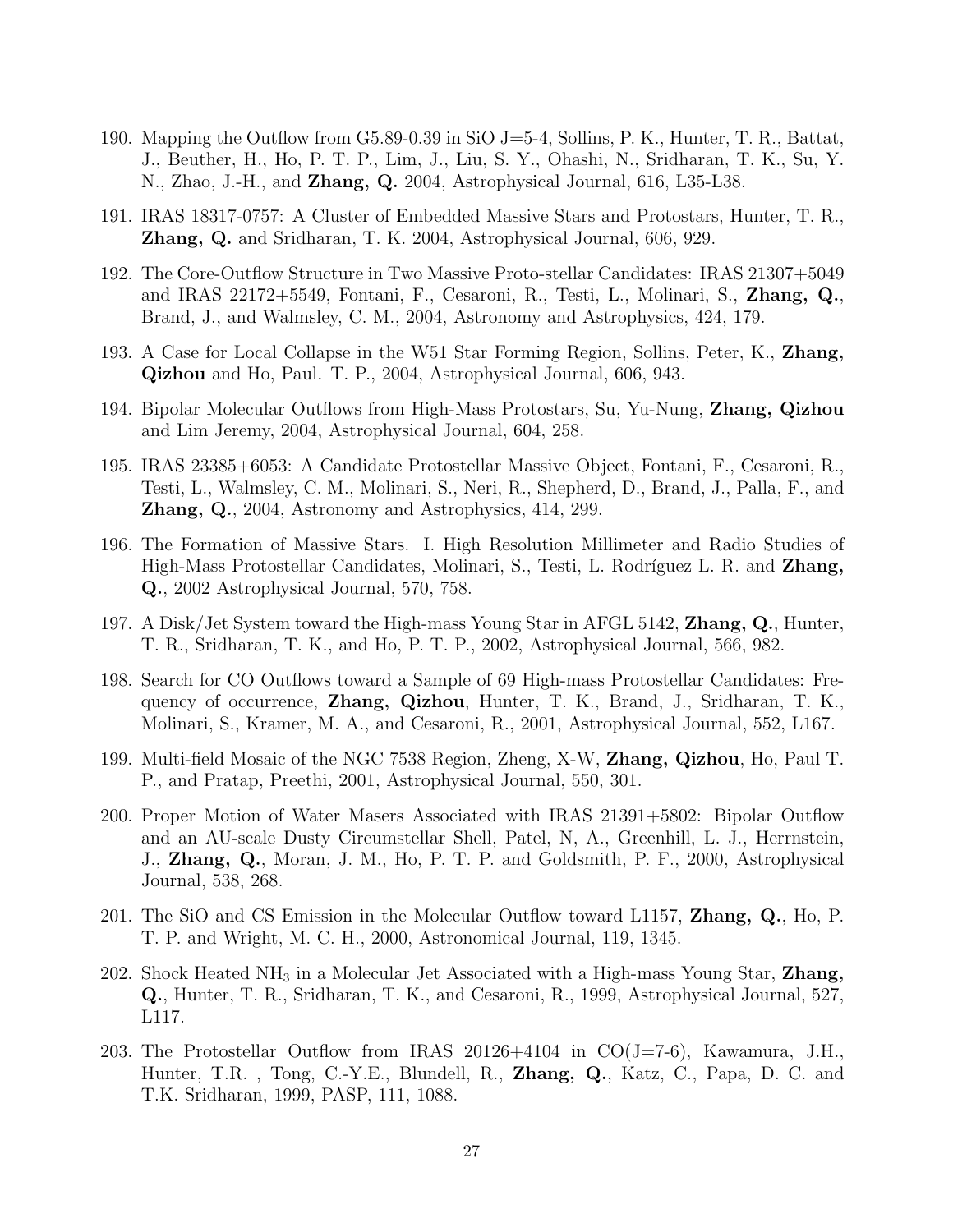190. Mapping the Outflow from G5.89-0.39 in SiO J=5-4, Sollins, P. K., Hunter, T. R., Battat, J., Beuther, H., Ho, P. T. P., Lim, J., Liu, S. Y., Ohashi, N., Sridharan, T. K., Su, Y. N., Zhao, J.-H., and **Zhang, Q.** 2004, Astrophysical Journal, 616, L35-L38.

191. IRAS 18317-0757: A Cluster of Embedded Massive Stars and Protostars, Hunter, T. R., **Zhang, Q.** and Sridharan, T. K. 2004, Astrophysical Journal, 606, 929.

192. The Core-Outflow Structure in Two Massive Proto-stellar Candidates: IRAS 21307+5049 and IRAS 22172+5549, Fontani, F., Cesaroni, R., Testi, L., Molinari, S., **Zhang, Q.**, Brand, J., and Walmsley, C. M., 2004, Astronomy and Astrophysics, 424, 179.

193. A Case for Local Collapse in the W51 Star Forming Region, Sollins, Peter, K., **Zhang, Qizhou** and Ho, Paul. T. P., 2004, Astrophysical Journal, 606, 943.

194. Bipolar Molecular Outflows from High-Mass Protostars, Su, Yu-Nung, **Zhang, Qizhou** and Lim Jeremy, 2004, Astrophysical Journal, 604, 258.

195. IRAS 23385+6053: A Candidate Protostellar Massive Object, Fontani, F., Cesaroni, R., Testi, L., Walmsley, C. M., Molinari, S., Neri, R., Shepherd, D., Brand, J., Palla, F., and **Zhang, Q.**, 2004, Astronomy and Astrophysics, 414, 299.

196. The Formation of Massive Stars. I. High Resolution Millimeter and Radio Studies of High-Mass Protostellar Candidates, Molinari, S., Testi, L. Rodríguez L. R. and **Zhang, Q.**, 2002 Astrophysical Journal, 570, 758.

197. A Disk/Jet System toward the High-mass Young Star in AFGL 5142, **Zhang, Q.**, Hunter, T. R., Sridharan, T. K., and Ho, P. T. P., 2002, Astrophysical Journal, 566, 982.

198. Search for CO Outflows toward a Sample of 69 High-mass Protostellar Candidates: Frequency of occurrence, **Zhang, Qizhou**, Hunter, T. K., Brand, J., Sridharan, T. K., Molinari, S., Kramer, M. A., and Cesaroni, R., 2001, Astrophysical Journal, 552, L167.

199. Multi-field Mosaic of the NGC 7538 Region, Zheng, X-W, **Zhang, Qizhou**, Ho, Paul T. P., and Pratap, Preethi, 2001, Astrophysical Journal, 550, 301.

200. Proper Motion of Water Masers Associated with IRAS 21391+5802: Bipolar Outflow and an AU-scale Dusty Circumstellar Shell, Patel, N, A., Greenhill, L. J., Herrnstein, J., **Zhang, Q.**, Moran, J. M., Ho, P. T. P. and Goldsmith, P. F., 2000, Astrophysical Journal, 538, 268.

201. The SiO and CS Emission in the Molecular Outflow toward L1157, **Zhang, Q.**, Ho, P. T. P. and Wright, M. C. H., 2000, Astronomical Journal, 119, 1345.

202. Shock Heated $NH_3$ in a Molecular Jet Associated with a High-mass Young Star, **Zhang, Q.**, Hunter, T. R., Sridharan, T. K., and Cesaroni, R., 1999, Astrophysical Journal, 527, L117.

203. The Protostellar Outflow from IRAS 20126+4104 in CO(J=7-6), Kawamura, J.H., Hunter, T.R. , Tong, C.-Y.E., Blundell, R., **Zhang, Q.**, Katz, C., Papa, D. C. and T.K. Sridharan, 1999, PASP, 111, 1088.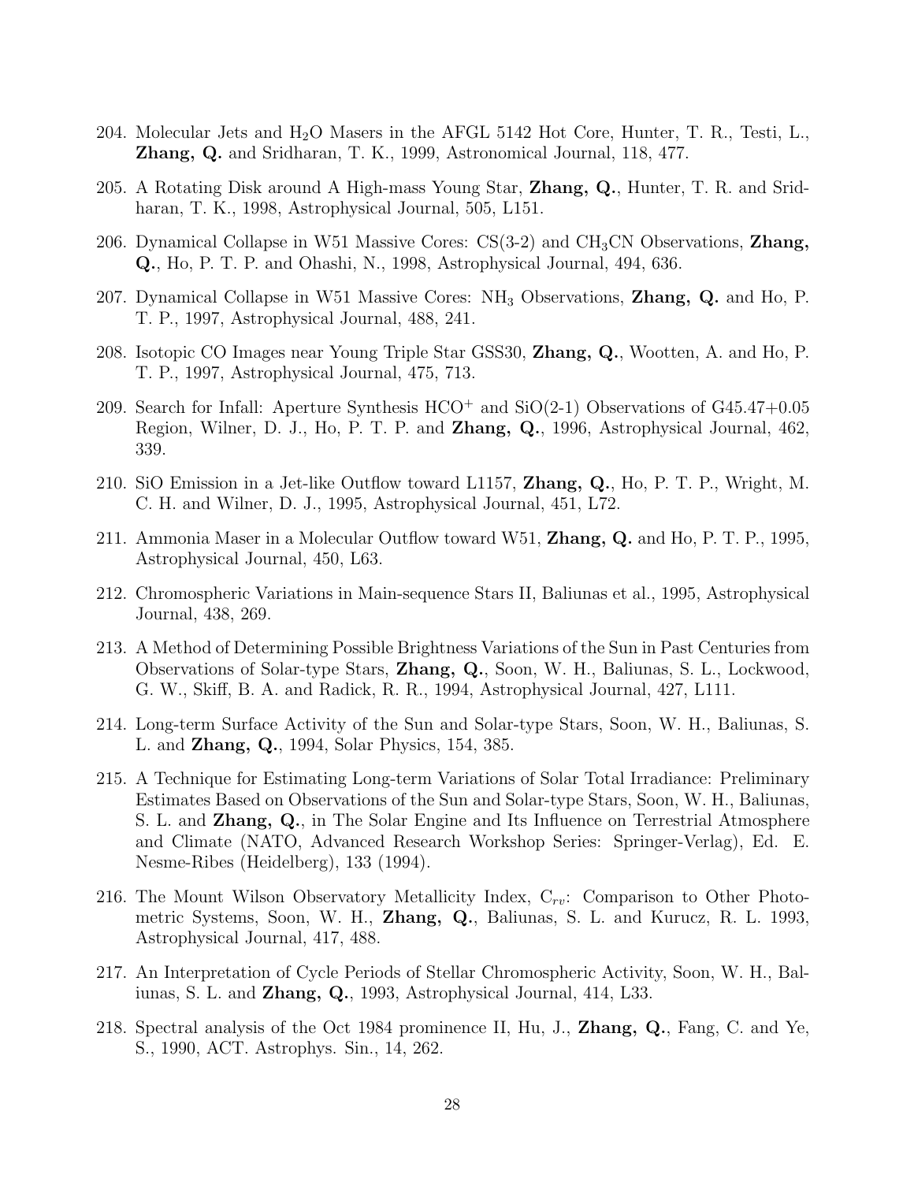204. Molecular Jets and $H_2O$ Masers in the AFGL 5142 Hot Core, Hunter, T. R., Testi, L., **Zhang, Q.** and Sridharan, T. K., 1999, Astronomical Journal, 118, 477.

205. A Rotating Disk around A High-mass Young Star, **Zhang, Q.**, Hunter, T. R. and Sridharan, T. K., 1998, Astrophysical Journal, 505, L151.

206. Dynamical Collapse in W51 Massive Cores: CS(3-2) and $CH_3CN$ Observations, **Zhang, Q.**, Ho, P. T. P. and Ohashi, N., 1998, Astrophysical Journal, 494, 636.

207. Dynamical Collapse in W51 Massive Cores: $NH_3$ Observations, **Zhang, Q.** and Ho, P. T. P., 1997, Astrophysical Journal, 488, 241.

208. Isotopic CO Images near Young Triple Star GSS30, **Zhang, Q.**, Wootten, A. and Ho, P. T. P., 1997, Astrophysical Journal, 475, 713.

209. Search for Infall: Aperture Synthesis $HCO^+$ and SiO(2-1) Observations of G45.47+0.05 Region, Wilner, D. J., Ho, P. T. P. and **Zhang, Q.**, 1996, Astrophysical Journal, 462, 339.

210. SiO Emission in a Jet-like Outflow toward L1157, **Zhang, Q.**, Ho, P. T. P., Wright, M. C. H. and Wilner, D. J., 1995, Astrophysical Journal, 451, L72.

211. Ammonia Maser in a Molecular Outflow toward W51, **Zhang, Q.** and Ho, P. T. P., 1995, Astrophysical Journal, 450, L63.

212. Chromospheric Variations in Main-sequence Stars II, Baliunas et al., 1995, Astrophysical Journal, 438, 269.

213. A Method of Determining Possible Brightness Variations of the Sun in Past Centuries from Observations of Solar-type Stars, **Zhang, Q.**, Soon, W. H., Baliunas, S. L., Lockwood, G. W., Skiff, B. A. and Radick, R. R., 1994, Astrophysical Journal, 427, L111.

214. Long-term Surface Activity of the Sun and Solar-type Stars, Soon, W. H., Baliunas, S. L. and **Zhang, Q.**, 1994, Solar Physics, 154, 385.

215. A Technique for Estimating Long-term Variations of Solar Total Irradiance: Preliminary Estimates Based on Observations of the Sun and Solar-type Stars, Soon, W. H., Baliunas, S. L. and **Zhang, Q.**, in The Solar Engine and Its Influence on Terrestrial Atmosphere and Climate (NATO, Advanced Research Workshop Series: Springer-Verlag), Ed. E. Nesme-Ribes (Heidelberg), 133 (1994).

216. The Mount Wilson Observatory Metallicity Index, $C_{rv}$: Comparison to Other Photometric Systems, Soon, W. H., **Zhang, Q.**, Baliunas, S. L. and Kurucz, R. L. 1993, Astrophysical Journal, 417, 488.

217. An Interpretation of Cycle Periods of Stellar Chromospheric Activity, Soon, W. H., Baliunas, S. L. and **Zhang, Q.**, 1993, Astrophysical Journal, 414, L33.

218. Spectral analysis of the Oct 1984 prominence II, Hu, J., **Zhang, Q.**, Fang, C. and Ye, S., 1990, ACT. Astrophys. Sin., 14, 262.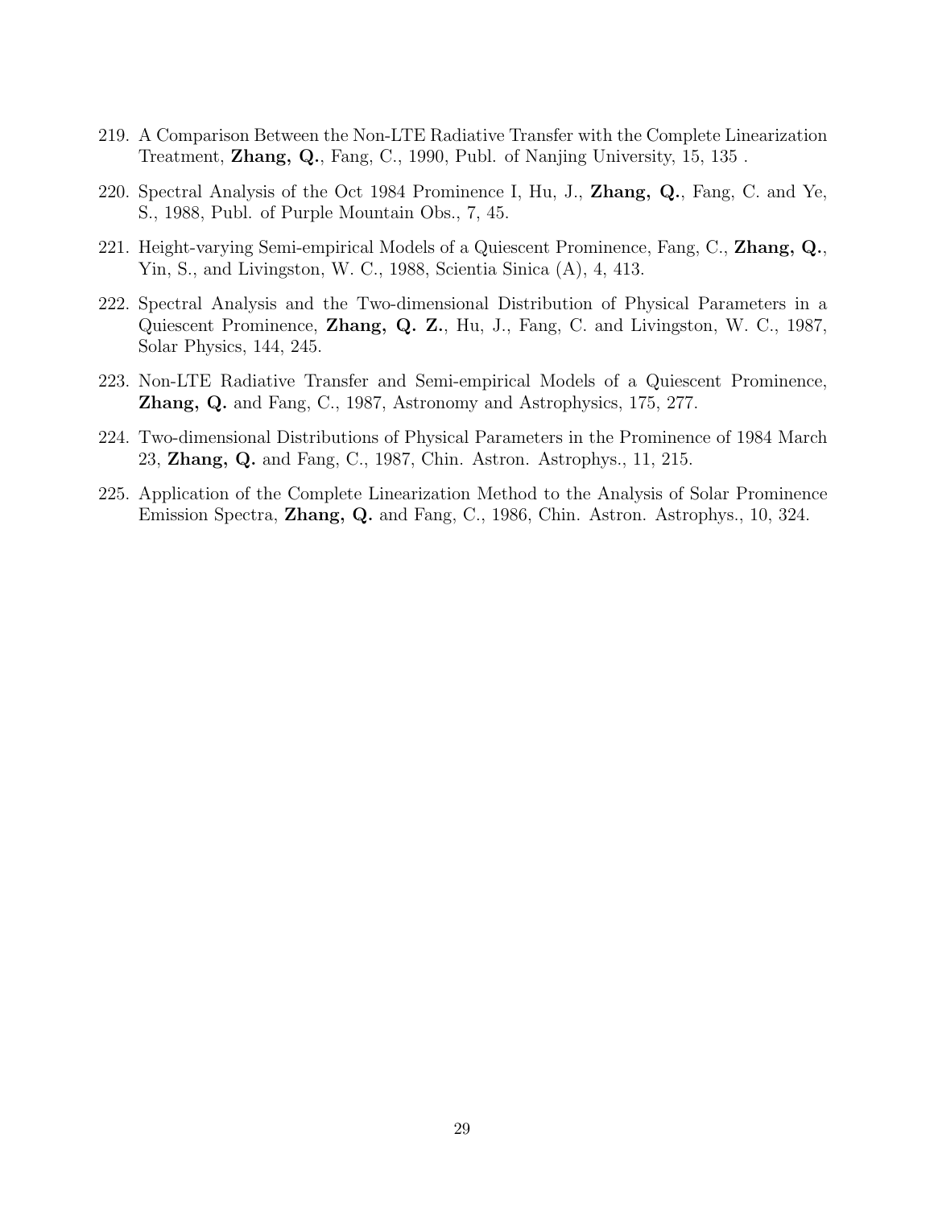219. A Comparison Between the Non-LTE Radiative Transfer with the Complete Linearization Treatment, **Zhang, Q.**, Fang, C., 1990, Publ. of Nanjing University, 15, 135 .

220. Spectral Analysis of the Oct 1984 Prominence I, Hu, J., **Zhang, Q.**, Fang, C. and Ye, S., 1988, Publ. of Purple Mountain Obs., 7, 45.

221. Height-varying Semi-empirical Models of a Quiescent Prominence, Fang, C., **Zhang, Q.**, Yin, S., and Livingston, W. C., 1988, Scientia Sinica (A), 4, 413.

222. Spectral Analysis and the Two-dimensional Distribution of Physical Parameters in a Quiescent Prominence, **Zhang, Q. Z.**, Hu, J., Fang, C. and Livingston, W. C., 1987, Solar Physics, 144, 245.

223. Non-LTE Radiative Transfer and Semi-empirical Models of a Quiescent Prominence, **Zhang, Q.** and Fang, C., 1987, Astronomy and Astrophysics, 175, 277.

224. Two-dimensional Distributions of Physical Parameters in the Prominence of 1984 March 23, **Zhang, Q.** and Fang, C., 1987, Chin. Astron. Astrophys., 11, 215.

225. Application of the Complete Linearization Method to the Analysis of Solar Prominence Emission Spectra, **Zhang, Q.** and Fang, C., 1986, Chin. Astron. Astrophys., 10, 324.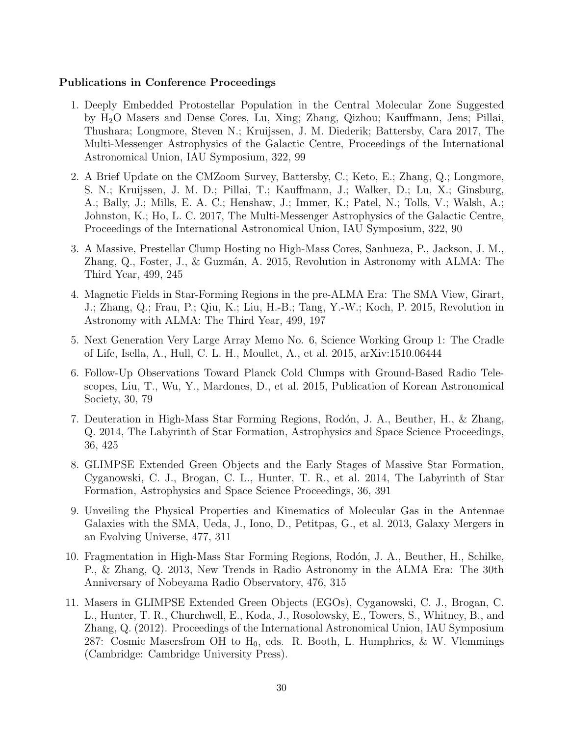**Publications in Conference Proceedings**

1. Deeply Embedded Protostellar Population in the Central Molecular Zone Suggested by $H_2O$ Masers and Dense Cores, Lu, Xing; Zhang, Qizhou; Kauffmann, Jens; Pillai, Thushara; Longmore, Steven N.; Kruijssen, J. M. Diederik; Battersby, Cara 2017, The Multi-Messenger Astrophysics of the Galactic Centre, Proceedings of the International Astronomical Union, IAU Symposium, 322, 99

2. A Brief Update on the CMZoom Survey, Battersby, C.; Keto, E.; Zhang, Q.; Longmore, S. N.; Kruijssen, J. M. D.; Pillai, T.; Kauffmann, J.; Walker, D.; Lu, X.; Ginsburg, A.; Bally, J.; Mills, E. A. C.; Henshaw, J.; Immer, K.; Patel, N.; Tolls, V.; Walsh, A.; Johnston, K.; Ho, L. C. 2017, The Multi-Messenger Astrophysics of the Galactic Centre, Proceedings of the International Astronomical Union, IAU Symposium, 322, 90

3. A Massive, Prestellar Clump Hosting no High-Mass Cores, Sanhueza, P., Jackson, J. M., Zhang, Q., Foster, J., & Guzmán, A. 2015, Revolution in Astronomy with ALMA: The Third Year, 499, 245

4. Magnetic Fields in Star-Forming Regions in the pre-ALMA Era: The SMA View, Girart, J.; Zhang, Q.; Frau, P.; Qiu, K.; Liu, H.-B.; Tang, Y.-W.; Koch, P. 2015, Revolution in Astronomy with ALMA: The Third Year, 499, 197

5. Next Generation Very Large Array Memo No. 6, Science Working Group 1: The Cradle of Life, Isella, A., Hull, C. L. H., Moullet, A., et al. 2015, arXiv:1510.06444

6. Follow-Up Observations Toward Planck Cold Clumps with Ground-Based Radio Telescopes, Liu, T., Wu, Y., Mardones, D., et al. 2015, Publication of Korean Astronomical Society, 30, 79

7. Deuteration in High-Mass Star Forming Regions, Rodón, J. A., Beuther, H., & Zhang, Q. 2014, The Labyrinth of Star Formation, Astrophysics and Space Science Proceedings, 36, 425

8. GLIMPSE Extended Green Objects and the Early Stages of Massive Star Formation, Cyganowski, C. J., Brogan, C. L., Hunter, T. R., et al. 2014, The Labyrinth of Star Formation, Astrophysics and Space Science Proceedings, 36, 391

9. Unveiling the Physical Properties and Kinematics of Molecular Gas in the Antennae Galaxies with the SMA, Ueda, J., Iono, D., Petitpas, G., et al. 2013, Galaxy Mergers in an Evolving Universe, 477, 311

10. Fragmentation in High-Mass Star Forming Regions, Rodón, J. A., Beuther, H., Schilke, P., & Zhang, Q. 2013, New Trends in Radio Astronomy in the ALMA Era: The 30th Anniversary of Nobeyama Radio Observatory, 476, 315

11. Masers in GLIMPSE Extended Green Objects (EGOs), Cyganowski, C. J., Brogan, C. L., Hunter, T. R., Churchwell, E., Koda, J., Rosolowsky, E., Towers, S., Whitney, B., and Zhang, Q. (2012). Proceedings of the International Astronomical Union, IAU Symposium 287: Cosmic Masersfrom OH to $H_0$, eds. R. Booth, L. Humphries, & W. Vlemmings (Cambridge: Cambridge University Press).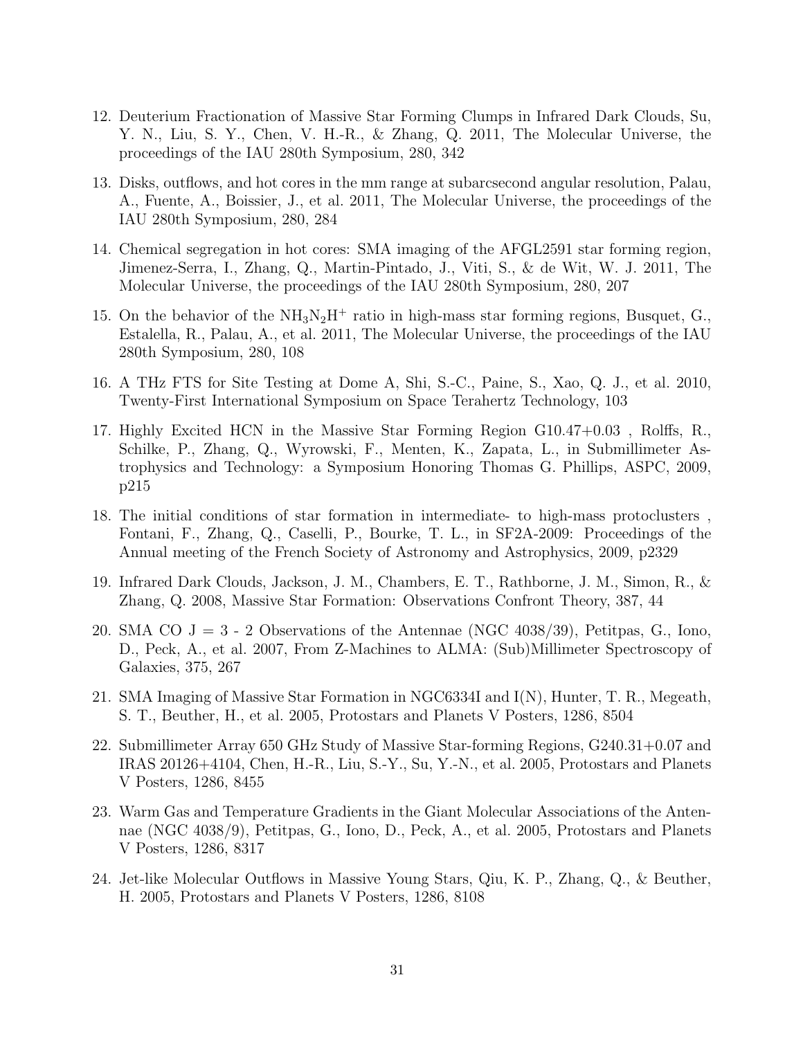12. Deuterium Fractionation of Massive Star Forming Clumps in Infrared Dark Clouds, Su, Y. N., Liu, S. Y., Chen, V. H.-R., & Zhang, Q. 2011, The Molecular Universe, the proceedings of the IAU 280th Symposium, 280, 342

13. Disks, outflows, and hot cores in the mm range at subarcsecond angular resolution, Palau, A., Fuente, A., Boissier, J., et al. 2011, The Molecular Universe, the proceedings of the IAU 280th Symposium, 280, 284

14. Chemical segregation in hot cores: SMA imaging of the AFGL2591 star forming region, Jimenez-Serra, I., Zhang, Q., Martin-Pintado, J., Viti, S., & de Wit, W. J. 2011, The Molecular Universe, the proceedings of the IAU 280th Symposium, 280, 207

15. On the behavior of the $NH_3N_2H^+$ ratio in high-mass star forming regions, Busquet, G., Estalella, R., Palau, A., et al. 2011, The Molecular Universe, the proceedings of the IAU 280th Symposium, 280, 108

16. A THz FTS for Site Testing at Dome A, Shi, S.-C., Paine, S., Xao, Q. J., et al. 2010, Twenty-First International Symposium on Space Terahertz Technology, 103

17. Highly Excited HCN in the Massive Star Forming Region G10.47+0.03 , Rolffs, R., Schilke, P., Zhang, Q., Wyrowski, F., Menten, K., Zapata, L., in Submillimeter Astrophysics and Technology: a Symposium Honoring Thomas G. Phillips, ASPC, 2009, p215

18. The initial conditions of star formation in intermediate- to high-mass protoclusters , Fontani, F., Zhang, Q., Caselli, P., Bourke, T. L., in SF2A-2009: Proceedings of the Annual meeting of the French Society of Astronomy and Astrophysics, 2009, p2329

19. Infrared Dark Clouds, Jackson, J. M., Chambers, E. T., Rathborne, J. M., Simon, R., & Zhang, Q. 2008, Massive Star Formation: Observations Confront Theory, 387, 44

20. SMA CO J = 3 - 2 Observations of the Antennae (NGC 4038/39), Petitpas, G., Iono, D., Peck, A., et al. 2007, From Z-Machines to ALMA: (Sub)Millimeter Spectroscopy of Galaxies, 375, 267

21. SMA Imaging of Massive Star Formation in NGC6334I and I(N), Hunter, T. R., Megeath, S. T., Beuther, H., et al. 2005, Protostars and Planets V Posters, 1286, 8504

22. Submillimeter Array 650 GHz Study of Massive Star-forming Regions, G240.31+0.07 and IRAS 20126+4104, Chen, H.-R., Liu, S.-Y., Su, Y.-N., et al. 2005, Protostars and Planets V Posters, 1286, 8455

23. Warm Gas and Temperature Gradients in the Giant Molecular Associations of the Antennae (NGC 4038/9), Petitpas, G., Iono, D., Peck, A., et al. 2005, Protostars and Planets V Posters, 1286, 8317

24. Jet-like Molecular Outflows in Massive Young Stars, Qiu, K. P., Zhang, Q., & Beuther, H. 2005, Protostars and Planets V Posters, 1286, 8108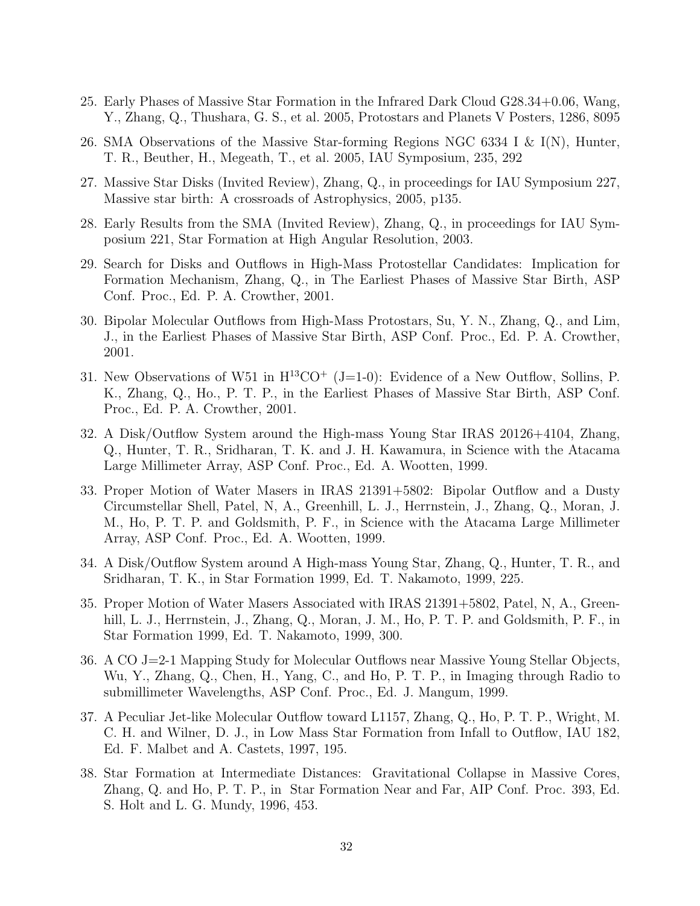25. Early Phases of Massive Star Formation in the Infrared Dark Cloud G28.34+0.06, Wang, Y., Zhang, Q., Thushara, G. S., et al. 2005, Protostars and Planets V Posters, 1286, 8095
26. SMA Observations of the Massive Star-forming Regions NGC 6334 I & I(N), Hunter, T. R., Beuther, H., Megeath, T., et al. 2005, IAU Symposium, 235, 292
27. Massive Star Disks (Invited Review), Zhang, Q., in proceedings for IAU Symposium 227, Massive star birth: A crossroads of Astrophysics, 2005, p135.
28. Early Results from the SMA (Invited Review), Zhang, Q., in proceedings for IAU Symposium 221, Star Formation at High Angular Resolution, 2003.
29. Search for Disks and Outflows in High-Mass Protostellar Candidates: Implication for Formation Mechanism, Zhang, Q., in The Earliest Phases of Massive Star Birth, ASP Conf. Proc., Ed. P. A. Crowther, 2001.
30. Bipolar Molecular Outflows from High-Mass Protostars, Su, Y. N., Zhang, Q., and Lim, J., in the Earliest Phases of Massive Star Birth, ASP Conf. Proc., Ed. P. A. Crowther, 2001.
31. New Observations of W51 in $H^{13}CO^{+}$ (J=1-0): Evidence of a New Outflow, Sollins, P. K., Zhang, Q., Ho., P. T. P., in the Earliest Phases of Massive Star Birth, ASP Conf. Proc., Ed. P. A. Crowther, 2001.
32. A Disk/Outflow System around the High-mass Young Star IRAS 20126+4104, Zhang, Q., Hunter, T. R., Sridharan, T. K. and J. H. Kawamura, in Science with the Atacama Large Millimeter Array, ASP Conf. Proc., Ed. A. Wootten, 1999.
33. Proper Motion of Water Masers in IRAS 21391+5802: Bipolar Outflow and a Dusty Circumstellar Shell, Patel, N, A., Greenhill, L. J., Herrnstein, J., Zhang, Q., Moran, J. M., Ho, P. T. P. and Goldsmith, P. F., in Science with the Atacama Large Millimeter Array, ASP Conf. Proc., Ed. A. Wootten, 1999.
34. A Disk/Outflow System around A High-mass Young Star, Zhang, Q., Hunter, T. R., and Sridharan, T. K., in Star Formation 1999, Ed. T. Nakamoto, 1999, 225.
35. Proper Motion of Water Masers Associated with IRAS 21391+5802, Patel, N, A., Greenhill, L. J., Herrnstein, J., Zhang, Q., Moran, J. M., Ho, P. T. P. and Goldsmith, P. F., in Star Formation 1999, Ed. T. Nakamoto, 1999, 300.
36. A CO J=2-1 Mapping Study for Molecular Outflows near Massive Young Stellar Objects, Wu, Y., Zhang, Q., Chen, H., Yang, C., and Ho, P. T. P., in Imaging through Radio to submillimeter Wavelengths, ASP Conf. Proc., Ed. J. Mangum, 1999.
37. A Peculiar Jet-like Molecular Outflow toward L1157, Zhang, Q., Ho, P. T. P., Wright, M. C. H. and Wilner, D. J., in Low Mass Star Formation from Infall to Outflow, IAU 182, Ed. F. Malbet and A. Castets, 1997, 195.
38. Star Formation at Intermediate Distances: Gravitational Collapse in Massive Cores, Zhang, Q. and Ho, P. T. P., in Star Formation Near and Far, AIP Conf. Proc. 393, Ed. S. Holt and L. G. Mundy, 1996, 453.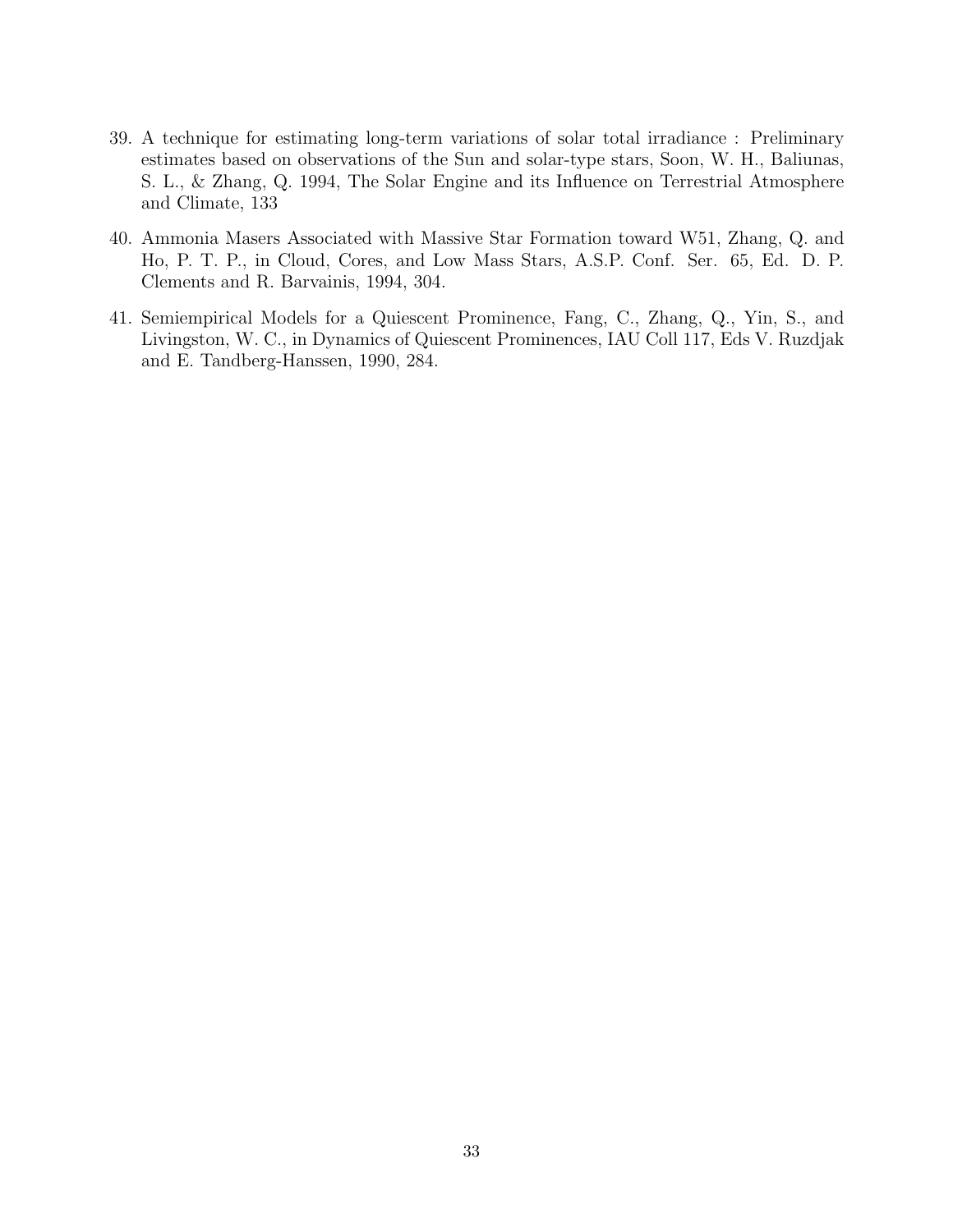39. A technique for estimating long-term variations of solar total irradiance : Preliminary estimates based on observations of the Sun and solar-type stars, Soon, W. H., Baliunas, S. L., & Zhang, Q. 1994, The Solar Engine and its Influence on Terrestrial Atmosphere and Climate, 133

40. Ammonia Masers Associated with Massive Star Formation toward W51, Zhang, Q. and Ho, P. T. P., in Cloud, Cores, and Low Mass Stars, A.S.P. Conf. Ser. 65, Ed. D. P. Clements and R. Barvainis, 1994, 304.

41. Semiempirical Models for a Quiescent Prominence, Fang, C., Zhang, Q., Yin, S., and Livingston, W. C., in Dynamics of Quiescent Prominences, IAU Coll 117, Eds V. Ruzdjak and E. Tandberg-Hanssen, 1990, 284.